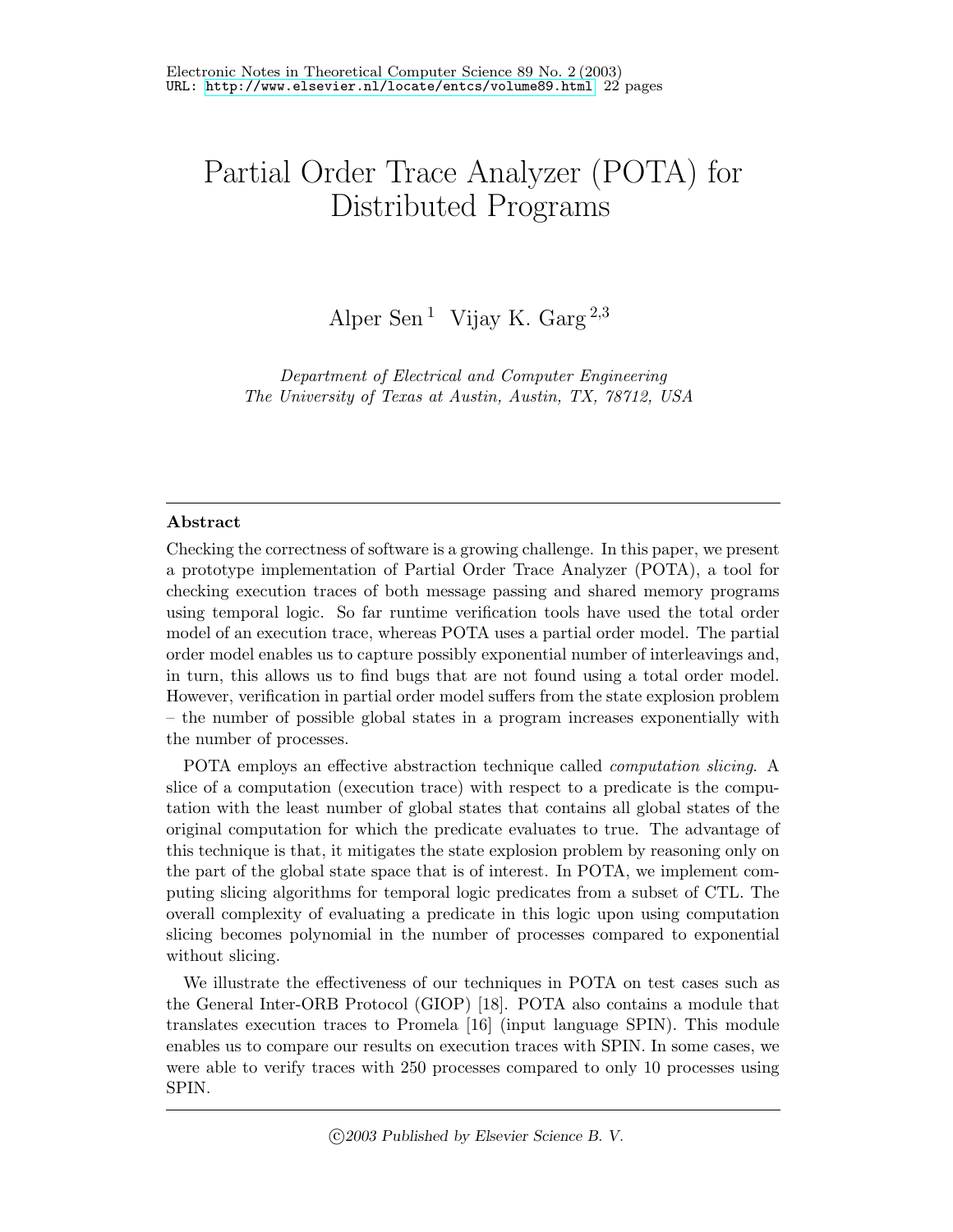# Partial Order Trace Analyzer (POTA) for Distributed Programs

Alper Sen [1] Vijay K. Garg [2,3]

*Department of Electrical and Computer Engineering*
*The University of Texas at Austin, Austin, TX, 78712, USA*

## Abstract

Checking the correctness of software is a growing challenge. In this paper, we present a prototype implementation of Partial Order Trace Analyzer (POTA), a tool for checking execution traces of both message passing and shared memory programs using temporal logic. So far runtime verification tools have used the total order model of an execution trace, whereas POTA uses a partial order model. The partial order model enables us to capture possibly exponential number of interleavings and, in turn, this allows us to find bugs that are not found using a total order model. However, verification in partial order model suffers from the state explosion problem – the number of possible global states in a program increases exponentially with the number of processes.

POTA employs an effective abstraction technique called *computation slicing*. A slice of a computation (execution trace) with respect to a predicate is the computation with the least number of global states that contains all global states of the original computation for which the predicate evaluates to true. The advantage of this technique is that, it mitigates the state explosion problem by reasoning only on the part of the global state space that is of interest. In POTA, we implement computing slicing algorithms for temporal logic predicates from a subset of CTL. The overall complexity of evaluating a predicate in this logic upon using computation slicing becomes polynomial in the number of processes compared to exponential without slicing.

We illustrate the effectiveness of our techniques in POTA on test cases such as the General Inter-ORB Protocol (GIOP) [18]. POTA also contains a module that translates execution traces to Promela [16] (input language SPIN). This module enables us to compare our results on execution traces with SPIN. In some cases, we were able to verify traces with 250 processes compared to only 10 processes using SPIN.

©2003 Published by Elsevier Science B. V.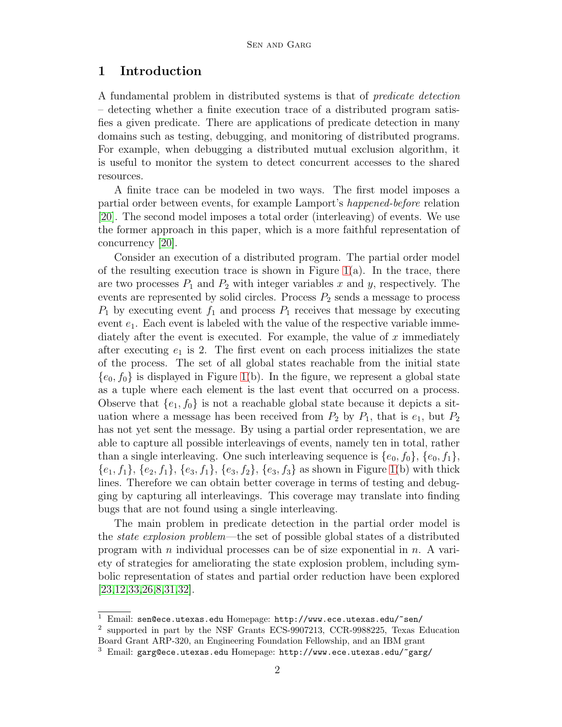## 1 Introduction

A fundamental problem in distributed systems is that of *predicate detection* – detecting whether a finite execution trace of a distributed program satisfies a given predicate. There are applications of predicate detection in many domains such as testing, debugging, and monitoring of distributed programs. For example, when debugging a distributed mutual exclusion algorithm, it is useful to monitor the system to detect concurrent accesses to the shared resources.

A finite trace can be modeled in two ways. The first model imposes a partial order between events, for example Lamport's *happened-before* relation [20]. The second model imposes a total order (interleaving) of events. We use the former approach in this paper, which is a more faithful representation of concurrency [20].

Consider an execution of a distributed program. The partial order model of the resulting execution trace is shown in Figure 1(a). In the trace, there are two processes $P_1$ and $P_2$ with integer variables $x$ and $y$, respectively. The events are represented by solid circles. Process $P_2$ sends a message to process $P_1$ by executing event $f_1$ and process $P_1$ receives that message by executing event $e_1$. Each event is labeled with the value of the respective variable immediately after the event is executed. For example, the value of $x$ immediately after executing $e_1$ is 2. The first event on each process initializes the state of the process. The set of all global states reachable from the initial state $\{e_0, f_0\}$ is displayed in Figure 1(b). In the figure, we represent a global state as a tuple where each element is the last event that occurred on a process. Observe that $\{e_1, f_0\}$ is not a reachable global state because it depicts a situation where a message has been received from $P_2$ by $P_1$, that is $e_1$, but $P_2$ has not yet sent the message. By using a partial order representation, we are able to capture all possible interleavings of events, namely ten in total, rather than a single interleaving. One such interleaving sequence is $\{e_0, f_0\}$, $\{e_0, f_1\}$, $\{e_1, f_1\}$, $\{e_2, f_1\}$, $\{e_3, f_1\}$, $\{e_3, f_2\}$, $\{e_3, f_3\}$ as shown in Figure 1(b) with thick lines. Therefore we can obtain better coverage in terms of testing and debugging by capturing all interleavings. This coverage may translate into finding bugs that are not found using a single interleaving.

The main problem in predicate detection in the partial order model is the *state explosion problem*—the set of possible global states of a distributed program with $n$ individual processes can be of size exponential in $n$. A variety of strategies for ameliorating the state explosion problem, including symbolic representation of states and partial order reduction have been explored [23,12,33,26,8,31,32].

---

[1] Email: sen@ece.utexas.edu Homepage: http://www.ece.utexas.edu/~sen/

[2] supported in part by the NSF Grants ECS-9907213, CCR-9988225, Texas Education Board Grant ARP-320, an Engineering Foundation Fellowship, and an IBM grant

[3] Email: garg@ece.utexas.edu Homepage: http://www.ece.utexas.edu/~garg/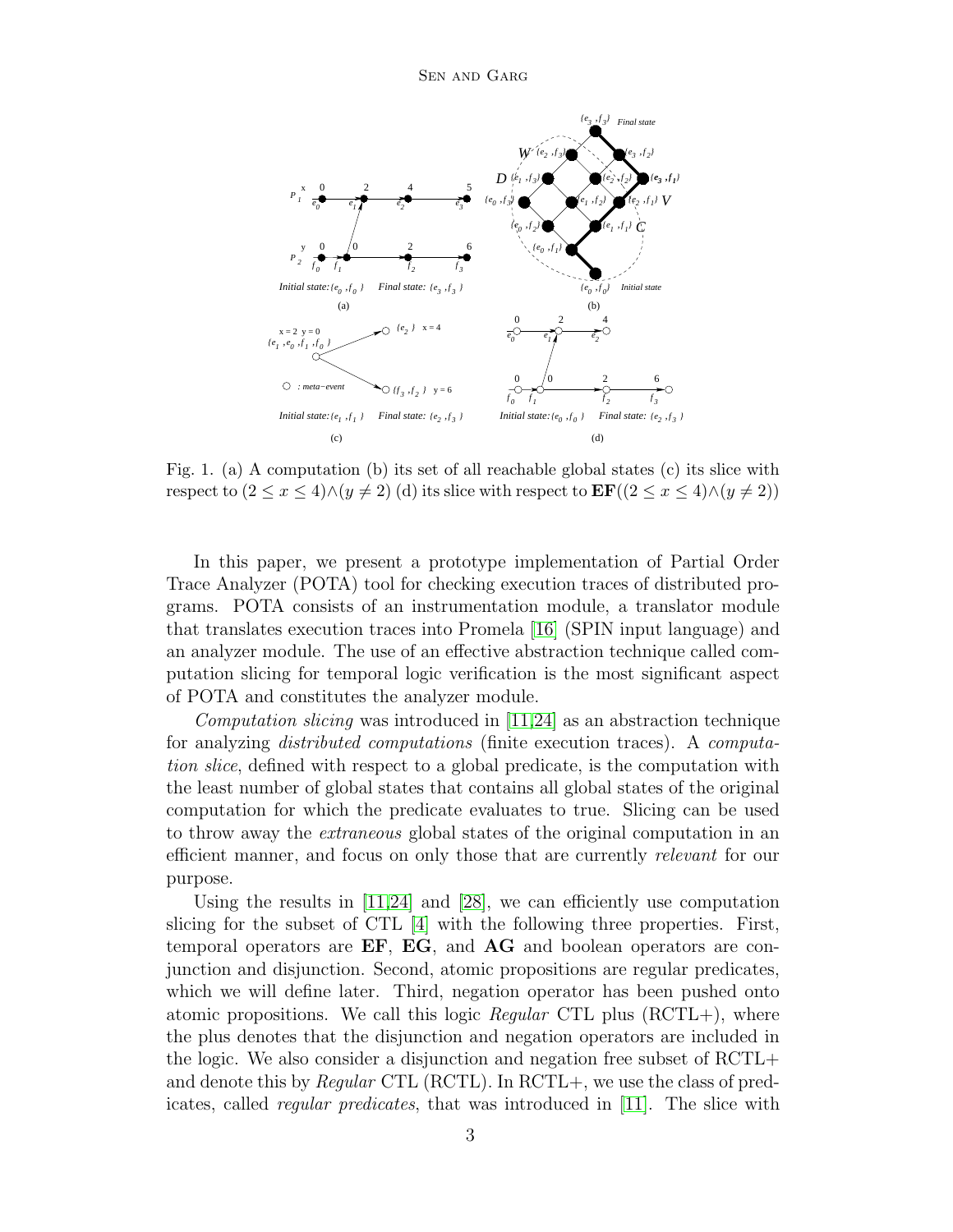Fig. 1. (a) A computation (b) its set of all reachable global states (c) its slice with respect to $(2 \leq x \leq 4) \wedge (y \neq 2)$ (d) its slice with respect to $\mathbf{EF}((2 \leq x \leq 4) \wedge (y \neq 2))$

In this paper, we present a prototype implementation of Partial Order Trace Analyzer (POTA) tool for checking execution traces of distributed programs. POTA consists of an instrumentation module, a translator module that translates execution traces into Promela [16] (SPIN input language) and an analyzer module. The use of an effective abstraction technique called computation slicing for temporal logic verification is the most significant aspect of POTA and constitutes the analyzer module.

*Computation slicing* was introduced in [11,24] as an abstraction technique for analyzing *distributed computations* (finite execution traces). A *computation slice*, defined with respect to a global predicate, is the computation with the least number of global states that contains all global states of the original computation for which the predicate evaluates to true. Slicing can be used to throw away the *extraneous* global states of the original computation in an efficient manner, and focus on only those that are currently *relevant* for our purpose.

Using the results in [11,24] and [28], we can efficiently use computation slicing for the subset of CTL [4] with the following three properties. First, temporal operators are **EF**, **EG**, and **AG** and boolean operators are conjunction and disjunction. Second, atomic propositions are regular predicates, which we will define later. Third, negation operator has been pushed onto atomic propositions. We call this logic *Regular* CTL plus (RCTL+), where the plus denotes that the disjunction and negation operators are included in the logic. We also consider a disjunction and negation free subset of RCTL+ and denote this by *Regular* CTL (RCTL). In RCTL+, we use the class of predicates, called *regular predicates*, that was introduced in [11]. The slice with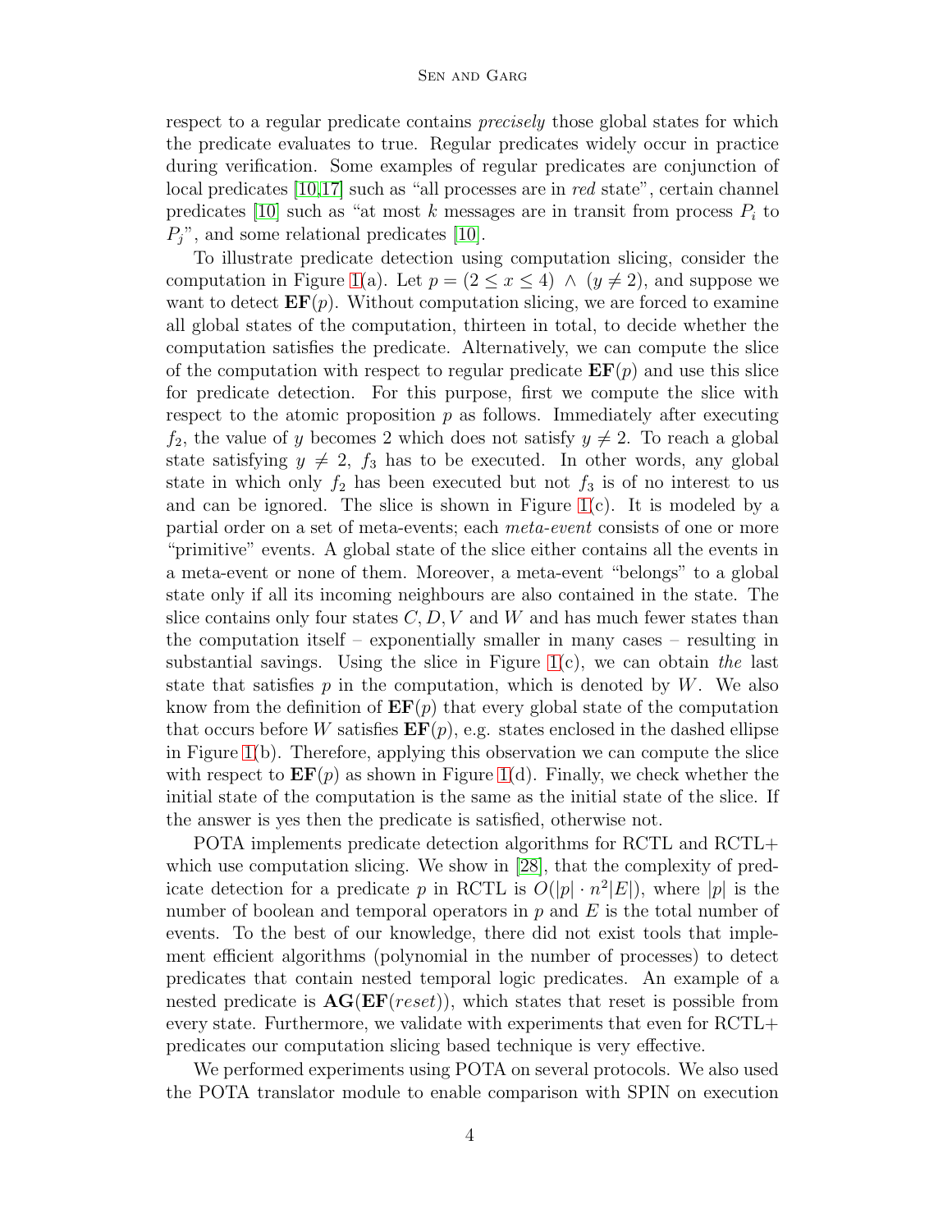respect to a regular predicate contains *precisely* those global states for which the predicate evaluates to true. Regular predicates widely occur in practice during verification. Some examples of regular predicates are conjunction of local predicates [10,17] such as "all processes are in *red* state", certain channel predicates [10] such as "at most $k$ messages are in transit from process $P_i$ to $P_j$", and some relational predicates [10].

To illustrate predicate detection using computation slicing, consider the computation in Figure 1(a). Let $p = (2 \leq x \leq 4) \ \wedge \ (y \neq 2)$, and suppose we want to detect $\mathbf{EF}(p)$. Without computation slicing, we are forced to examine all global states of the computation, thirteen in total, to decide whether the computation satisfies the predicate. Alternatively, we can compute the slice of the computation with respect to regular predicate $\mathbf{EF}(p)$ and use this slice for predicate detection. For this purpose, first we compute the slice with respect to the atomic proposition $p$ as follows. Immediately after executing $f_2$, the value of $y$ becomes 2 which does not satisfy $y \neq 2$. To reach a global state satisfying $y \neq 2$, $f_3$ has to be executed. In other words, any global state in which only $f_2$ has been executed but not $f_3$ is of no interest to us and can be ignored. The slice is shown in Figure 1(c). It is modeled by a partial order on a set of meta-events; each *meta-event* consists of one or more "primitive" events. A global state of the slice either contains all the events in a meta-event or none of them. Moreover, a meta-event "belongs" to a global state only if all its incoming neighbours are also contained in the state. The slice contains only four states $C, D, V$ and $W$ and has much fewer states than the computation itself – exponentially smaller in many cases – resulting in substantial savings. Using the slice in Figure 1(c), we can obtain *the* last state that satisfies $p$ in the computation, which is denoted by $W$. We also know from the definition of $\mathbf{EF}(p)$ that every global state of the computation that occurs before $W$ satisfies $\mathbf{EF}(p)$, e.g. states enclosed in the dashed ellipse in Figure 1(b). Therefore, applying this observation we can compute the slice with respect to $\mathbf{EF}(p)$ as shown in Figure 1(d). Finally, we check whether the initial state of the computation is the same as the initial state of the slice. If the answer is yes then the predicate is satisfied, otherwise not.

POTA implements predicate detection algorithms for RCTL and RCTL+ which use computation slicing. We show in [28], that the complexity of predicate detection for a predicate $p$ in RCTL is $O(|p| \cdot n^2|E|)$, where $|p|$ is the number of boolean and temporal operators in $p$ and $E$ is the total number of events. To the best of our knowledge, there did not exist tools that implement efficient algorithms (polynomial in the number of processes) to detect predicates that contain nested temporal logic predicates. An example of a nested predicate is $\mathbf{AG}(\mathbf{EF}(reset))$, which states that reset is possible from every state. Furthermore, we validate with experiments that even for RCTL+ predicates our computation slicing based technique is very effective.

We performed experiments using POTA on several protocols. We also used the POTA translator module to enable comparison with SPIN on execution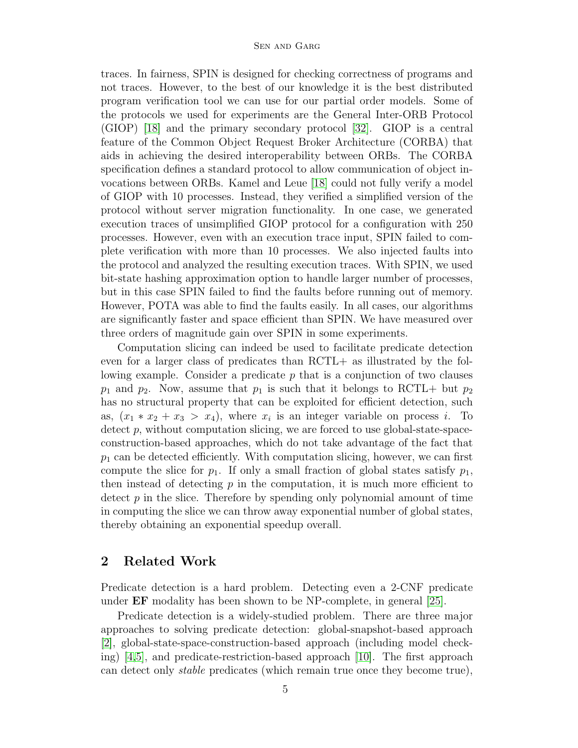traces. In fairness, SPIN is designed for checking correctness of programs and not traces. However, to the best of our knowledge it is the best distributed program verification tool we can use for our partial order models. Some of the protocols we used for experiments are the General Inter-ORB Protocol (GIOP) [18] and the primary secondary protocol [32]. GIOP is a central feature of the Common Object Request Broker Architecture (CORBA) that aids in achieving the desired interoperability between ORBs. The CORBA specification defines a standard protocol to allow communication of object invocations between ORBs. Kamel and Leue [18] could not fully verify a model of GIOP with 10 processes. Instead, they verified a simplified version of the protocol without server migration functionality. In one case, we generated execution traces of unsimplified GIOP protocol for a configuration with 250 processes. However, even with an execution trace input, SPIN failed to complete verification with more than 10 processes. We also injected faults into the protocol and analyzed the resulting execution traces. With SPIN, we used bit-state hashing approximation option to handle larger number of processes, but in this case SPIN failed to find the faults before running out of memory. However, POTA was able to find the faults easily. In all cases, our algorithms are significantly faster and space efficient than SPIN. We have measured over three orders of magnitude gain over SPIN in some experiments.

Computation slicing can indeed be used to facilitate predicate detection even for a larger class of predicates than RCTL+ as illustrated by the following example. Consider a predicate $p$ that is a conjunction of two clauses $p_1$ and $p_2$. Now, assume that $p_1$ is such that it belongs to RCTL+ but $p_2$ has no structural property that can be exploited for efficient detection, such as, $(x_1 * x_2 + x_3 > x_4)$, where $x_i$ is an integer variable on process $i$. To detect $p$, without computation slicing, we are forced to use global-state-space-construction-based approaches, which do not take advantage of the fact that $p_1$ can be detected efficiently. With computation slicing, however, we can first compute the slice for $p_1$. If only a small fraction of global states satisfy $p_1$, then instead of detecting $p$ in the computation, it is much more efficient to detect $p$ in the slice. Therefore by spending only polynomial amount of time in computing the slice we can throw away exponential number of global states, thereby obtaining an exponential speedup overall.

## 2 Related Work

Predicate detection is a hard problem. Detecting even a 2-CNF predicate under **EF** modality has been shown to be NP-complete, in general [25].

Predicate detection is a widely-studied problem. There are three major approaches to solving predicate detection: global-snapshot-based approach [2], global-state-space-construction-based approach (including model checking) [4,5], and predicate-restriction-based approach [10]. The first approach can detect only *stable* predicates (which remain true once they become true),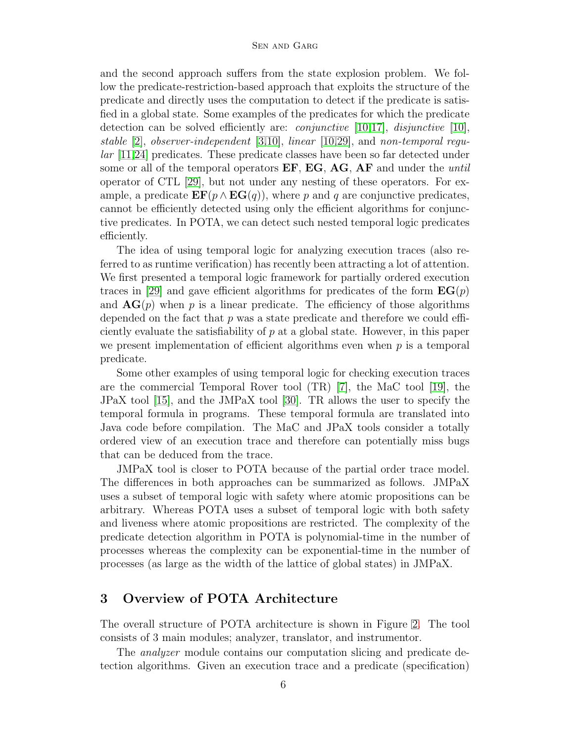and the second approach suffers from the state explosion problem. We follow the predicate-restriction-based approach that exploits the structure of the predicate and directly uses the computation to detect if the predicate is satisfied in a global state. Some examples of the predicates for which the predicate detection can be solved efficiently are: *conjunctive* [10,17], *disjunctive* [10], *stable* [2], *observer-independent* [3,10], *linear* [10,29], and *non-temporal regular* [11,24] predicates. These predicate classes have been so far detected under some or all of the temporal operators **EF**, **EG**, **AG**, **AF** and under the *until* operator of CTL [29], but not under any nesting of these operators. For example, a predicate $\mathbf{EF}(p \wedge \mathbf{EG}(q))$, where $p$ and $q$ are conjunctive predicates, cannot be efficiently detected using only the efficient algorithms for conjunctive predicates. In POTA, we can detect such nested temporal logic predicates efficiently.

The idea of using temporal logic for analyzing execution traces (also referred to as runtime verification) has recently been attracting a lot of attention. We first presented a temporal logic framework for partially ordered execution traces in [29] and gave efficient algorithms for predicates of the form $\mathbf{EG}(p)$ and $\mathbf{AG}(p)$ when $p$ is a linear predicate. The efficiency of those algorithms depended on the fact that $p$ was a state predicate and therefore we could efficiently evaluate the satisfiability of $p$ at a global state. However, in this paper we present implementation of efficient algorithms even when $p$ is a temporal predicate.

Some other examples of using temporal logic for checking execution traces are the commercial Temporal Rover tool (TR) [7], the MaC tool [19], the JPaX tool [15], and the JMPaX tool [30]. TR allows the user to specify the temporal formula in programs. These temporal formula are translated into Java code before compilation. The MaC and JPaX tools consider a totally ordered view of an execution trace and therefore can potentially miss bugs that can be deduced from the trace.

JMPaX tool is closer to POTA because of the partial order trace model. The differences in both approaches can be summarized as follows. JMPaX uses a subset of temporal logic with safety where atomic propositions can be arbitrary. Whereas POTA uses a subset of temporal logic with both safety and liveness where atomic propositions are restricted. The complexity of the predicate detection algorithm in POTA is polynomial-time in the number of processes whereas the complexity can be exponential-time in the number of processes (as large as the width of the lattice of global states) in JMPaX.

## 3 Overview of POTA Architecture

The overall structure of POTA architecture is shown in Figure 2. The tool consists of 3 main modules; analyzer, translator, and instrumentor.

The *analyzer* module contains our computation slicing and predicate detection algorithms. Given an execution trace and a predicate (specification)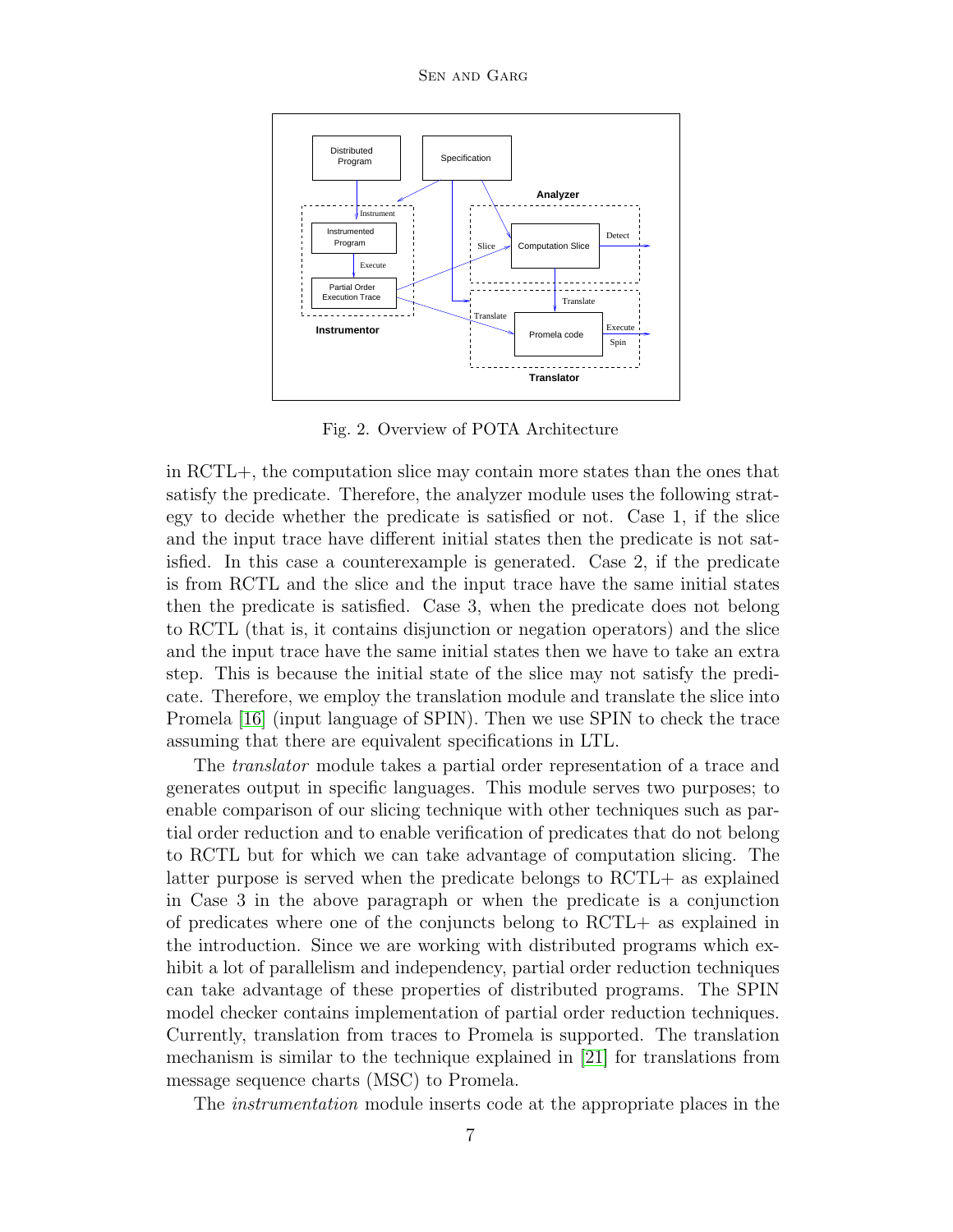Fig. 2. Overview of POTA Architecture

in RCTL+, the computation slice may contain more states than the ones that satisfy the predicate. Therefore, the analyzer module uses the following strategy to decide whether the predicate is satisfied or not. Case 1, if the slice and the input trace have different initial states then the predicate is not satisfied. In this case a counterexample is generated. Case 2, if the predicate is from RCTL and the slice and the input trace have the same initial states then the predicate is satisfied. Case 3, when the predicate does not belong to RCTL (that is, it contains disjunction or negation operators) and the slice and the input trace have the same initial states then we have to take an extra step. This is because the initial state of the slice may not satisfy the predicate. Therefore, we employ the translation module and translate the slice into Promela [16] (input language of SPIN). Then we use SPIN to check the trace assuming that there are equivalent specifications in LTL.

The *translator* module takes a partial order representation of a trace and generates output in specific languages. This module serves two purposes; to enable comparison of our slicing technique with other techniques such as partial order reduction and to enable verification of predicates that do not belong to RCTL but for which we can take advantage of computation slicing. The latter purpose is served when the predicate belongs to RCTL+ as explained in Case 3 in the above paragraph or when the predicate is a conjunction of predicates where one of the conjuncts belong to RCTL+ as explained in the introduction. Since we are working with distributed programs which exhibit a lot of parallelism and independency, partial order reduction techniques can take advantage of these properties of distributed programs. The SPIN model checker contains implementation of partial order reduction techniques. Currently, translation from traces to Promela is supported. The translation mechanism is similar to the technique explained in [21] for translations from message sequence charts (MSC) to Promela.

The *instrumentation* module inserts code at the appropriate places in the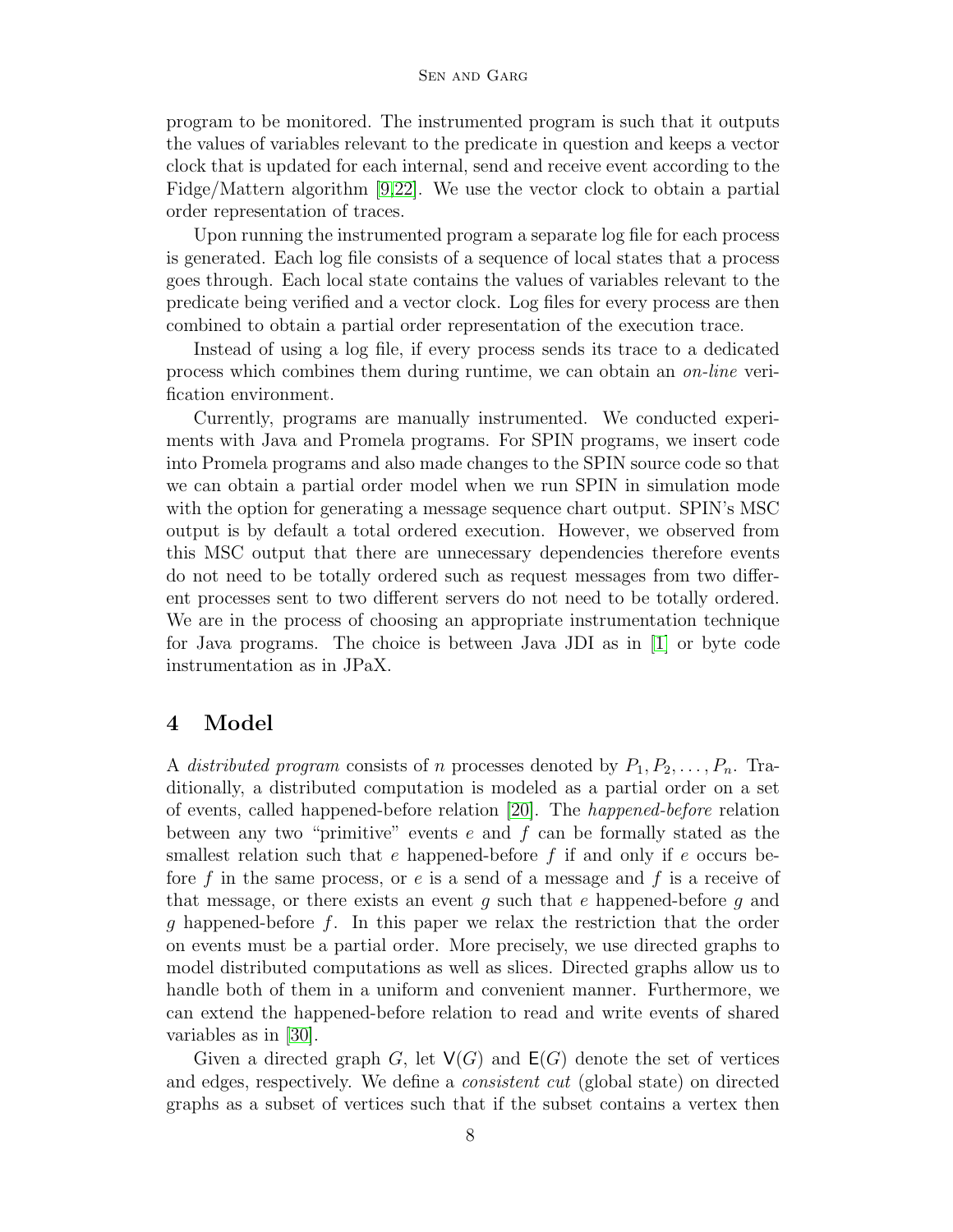program to be monitored. The instrumented program is such that it outputs the values of variables relevant to the predicate in question and keeps a vector clock that is updated for each internal, send and receive event according to the Fidge/Mattern algorithm [9,22]. We use the vector clock to obtain a partial order representation of traces.

Upon running the instrumented program a separate log file for each process is generated. Each log file consists of a sequence of local states that a process goes through. Each local state contains the values of variables relevant to the predicate being verified and a vector clock. Log files for every process are then combined to obtain a partial order representation of the execution trace.

Instead of using a log file, if every process sends its trace to a dedicated process which combines them during runtime, we can obtain an *on-line* verification environment.

Currently, programs are manually instrumented. We conducted experiments with Java and Promela programs. For SPIN programs, we insert code into Promela programs and also made changes to the SPIN source code so that we can obtain a partial order model when we run SPIN in simulation mode with the option for generating a message sequence chart output. SPIN's MSC output is by default a total ordered execution. However, we observed from this MSC output that there are unnecessary dependencies therefore events do not need to be totally ordered such as request messages from two different processes sent to two different servers do not need to be totally ordered. We are in the process of choosing an appropriate instrumentation technique for Java programs. The choice is between Java JDI as in [1] or byte code instrumentation as in JPaX.

## 4 Model

A *distributed program* consists of $n$ processes denoted by $P_1, P_2, \ldots, P_n$. Traditionally, a distributed computation is modeled as a partial order on a set of events, called happened-before relation [20]. The *happened-before* relation between any two "primitive" events $e$ and $f$ can be formally stated as the smallest relation such that $e$ happened-before $f$ if and only if $e$ occurs before $f$ in the same process, or $e$ is a send of a message and $f$ is a receive of that message, or there exists an event $g$ such that $e$ happened-before $g$ and $g$ happened-before $f$. In this paper we relax the restriction that the order on events must be a partial order. More precisely, we use directed graphs to model distributed computations as well as slices. Directed graphs allow us to handle both of them in a uniform and convenient manner. Furthermore, we can extend the happened-before relation to read and write events of shared variables as in [30].

Given a directed graph $G$, let $\mathsf{V}(G)$ and $\mathsf{E}(G)$ denote the set of vertices and edges, respectively. We define a *consistent cut* (global state) on directed graphs as a subset of vertices such that if the subset contains a vertex then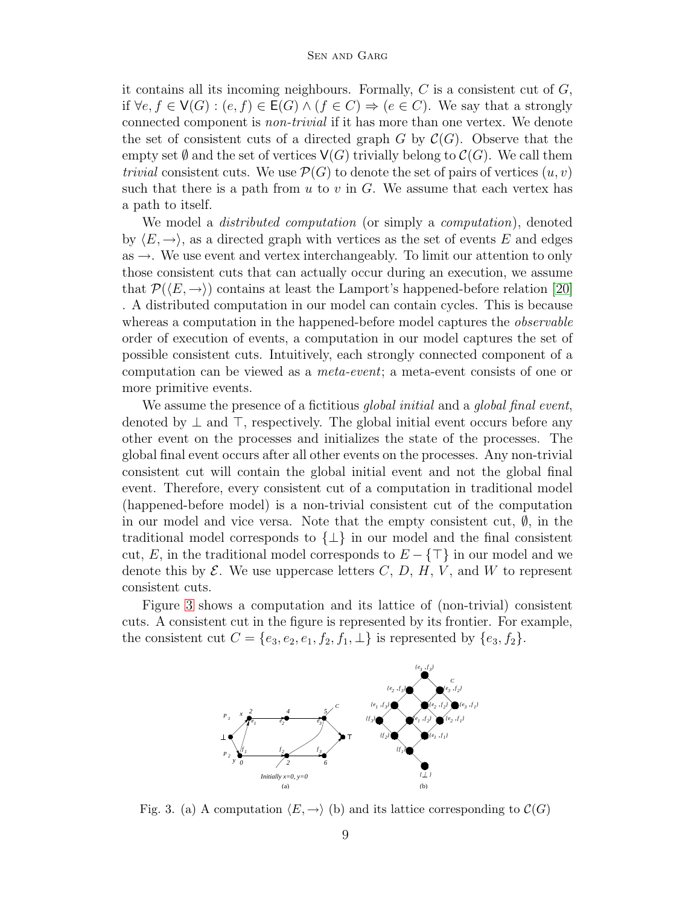it contains all its incoming neighbours. Formally, $C$ is a consistent cut of $G$, if $\forall e, f \in \mathsf{V}(G) : (e, f) \in \mathsf{E}(G) \wedge (f \in C) \Rightarrow (e \in C)$. We say that a strongly connected component is *non-trivial* if it has more than one vertex. We denote the set of consistent cuts of a directed graph $G$ by $\mathcal{C}(G)$. Observe that the empty set $\emptyset$ and the set of vertices $\mathsf{V}(G)$ trivially belong to $\mathcal{C}(G)$. We call them *trivial* consistent cuts. We use $\mathcal{P}(G)$ to denote the set of pairs of vertices $(u, v)$ such that there is a path from $u$ to $v$ in $G$. We assume that each vertex has a path to itself.

We model a *distributed computation* (or simply a *computation*), denoted by $\langle E, \rightarrow \rangle$, as a directed graph with vertices as the set of events $E$ and edges as $\rightarrow$. We use event and vertex interchangeably. To limit our attention to only those consistent cuts that can actually occur during an execution, we assume that $\mathcal{P}(\langle E, \rightarrow \rangle)$ contains at least the Lamport's happened-before relation [20] . A distributed computation in our model can contain cycles. This is because whereas a computation in the happened-before model captures the *observable* order of execution of events, a computation in our model captures the set of possible consistent cuts. Intuitively, each strongly connected component of a computation can be viewed as a *meta-event*; a meta-event consists of one or more primitive events.

We assume the presence of a fictitious *global initial* and a *global final event*, denoted by $\perp$ and $\top$, respectively. The global initial event occurs before any other event on the processes and initializes the state of the processes. The global final event occurs after all other events on the processes. Any non-trivial consistent cut will contain the global initial event and not the global final event. Therefore, every consistent cut of a computation in traditional model (happened-before model) is a non-trivial consistent cut of the computation in our model and vice versa. Note that the empty consistent cut, $\emptyset$, in the traditional model corresponds to $\{\perp\}$ in our model and the final consistent cut, $E$, in the traditional model corresponds to $E - \{\top\}$ in our model and we denote this by $\mathcal{E}$. We use uppercase letters $C$, $D$, $H$, $V$, and $W$ to represent consistent cuts.

Figure 3 shows a computation and its lattice of (non-trivial) consistent cuts. A consistent cut in the figure is represented by its frontier. For example, the consistent cut $C = \{e_3, e_2, e_1, f_2, f_1, \perp\}$ is represented by $\{e_3, f_2\}$.

Fig. 3. (a) A computation $\langle E, \rightarrow \rangle$ (b) and its lattice corresponding to $\mathcal{C}(G)$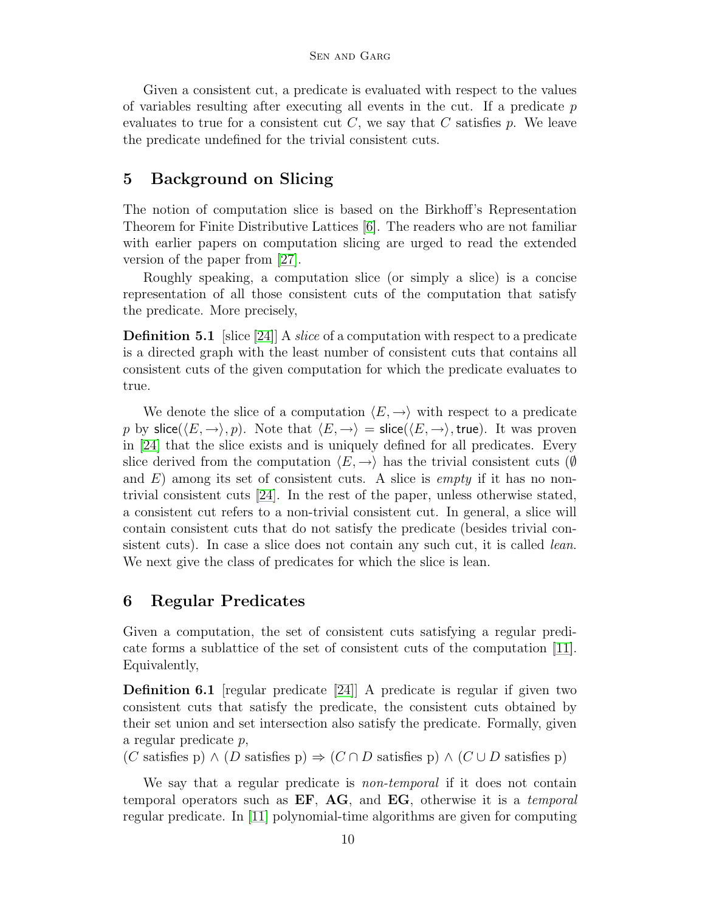Given a consistent cut, a predicate is evaluated with respect to the values of variables resulting after executing all events in the cut. If a predicate $p$ evaluates to true for a consistent cut $C$, we say that $C$ satisfies $p$. We leave the predicate undefined for the trivial consistent cuts.

## 5 Background on Slicing

The notion of computation slice is based on the Birkhoff's Representation Theorem for Finite Distributive Lattices [6]. The readers who are not familiar with earlier papers on computation slicing are urged to read the extended version of the paper from [27].

Roughly speaking, a computation slice (or simply a slice) is a concise representation of all those consistent cuts of the computation that satisfy the predicate. More precisely,

**Definition 5.1** [slice [24]] A *slice* of a computation with respect to a predicate is a directed graph with the least number of consistent cuts that contains all consistent cuts of the given computation for which the predicate evaluates to true.

We denote the slice of a computation $\langle E, \rightarrow \rangle$ with respect to a predicate $p$ by $\mathsf{slice}(\langle E, \rightarrow \rangle, p)$. Note that $\langle E, \rightarrow \rangle = \mathsf{slice}(\langle E, \rightarrow \rangle, \mathsf{true})$. It was proven in [24] that the slice exists and is uniquely defined for all predicates. Every slice derived from the computation $\langle E, \rightarrow \rangle$ has the trivial consistent cuts ($\emptyset$ and $E$) among its set of consistent cuts. A slice is *empty* if it has no non-trivial consistent cuts [24]. In the rest of the paper, unless otherwise stated, a consistent cut refers to a non-trivial consistent cut. In general, a slice will contain consistent cuts that do not satisfy the predicate (besides trivial consistent cuts). In case a slice does not contain any such cut, it is called *lean*. We next give the class of predicates for which the slice is lean.

## 6 Regular Predicates

Given a computation, the set of consistent cuts satisfying a regular predicate forms a sublattice of the set of consistent cuts of the computation [11]. Equivalently,

**Definition 6.1** [regular predicate [24]] A predicate is regular if given two consistent cuts that satisfy the predicate, the consistent cuts obtained by their set union and set intersection also satisfy the predicate. Formally, given a regular predicate $p$,
$(C$ satisfies p$) \wedge (D$ satisfies p$) \Rightarrow (C \cap D$ satisfies p$) \wedge (C \cup D$ satisfies p$)$

We say that a regular predicate is *non-temporal* if it does not contain temporal operators such as **EF**, **AG**, and **EG**, otherwise it is a *temporal* regular predicate. In [11] polynomial-time algorithms are given for computing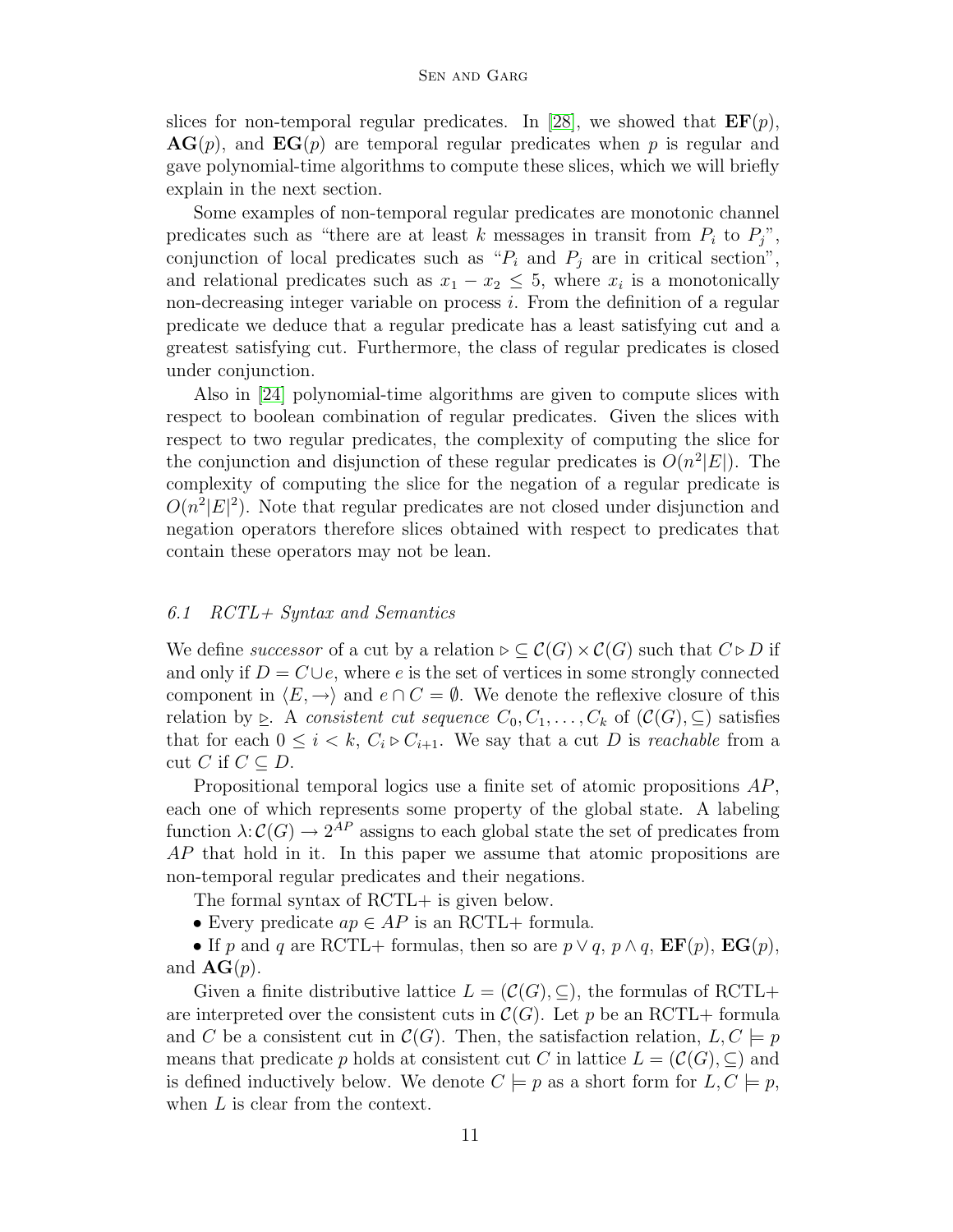slices for non-temporal regular predicates. In [28], we showed that $\mathbf{EF}(p)$, $\mathbf{AG}(p)$, and $\mathbf{EG}(p)$ are temporal regular predicates when $p$ is regular and gave polynomial-time algorithms to compute these slices, which we will briefly explain in the next section.

Some examples of non-temporal regular predicates are monotonic channel predicates such as "there are at least $k$ messages in transit from $P_i$ to $P_j$", conjunction of local predicates such as "$P_i$ and $P_j$ are in critical section", and relational predicates such as $x_1 - x_2 \leq 5$, where $x_i$ is a monotonically non-decreasing integer variable on process $i$. From the definition of a regular predicate we deduce that a regular predicate has a least satisfying cut and a greatest satisfying cut. Furthermore, the class of regular predicates is closed under conjunction.

Also in [24] polynomial-time algorithms are given to compute slices with respect to boolean combination of regular predicates. Given the slices with respect to two regular predicates, the complexity of computing the slice for the conjunction and disjunction of these regular predicates is $O(n^2|E|)$. The complexity of computing the slice for the negation of a regular predicate is $O(n^2|E|^2)$. Note that regular predicates are not closed under disjunction and negation operators therefore slices obtained with respect to predicates that contain these operators may not be lean.

### *6.1 RCTL+ Syntax and Semantics*

We define *successor* of a cut by a relation $\rhd \subseteq \mathcal{C}(G) \times \mathcal{C}(G)$ such that $C \rhd D$ if and only if $D = C \cup e$, where $e$ is the set of vertices in some strongly connected component in $\langle E, \rightarrow \rangle$ and $e \cap C = \emptyset$. We denote the reflexive closure of this relation by $\unrhd$. A *consistent cut sequence* $C_0, C_1, \ldots, C_k$ of $(\mathcal{C}(G), \subseteq)$ satisfies that for each $0 \leq i < k$, $C_i \rhd C_{i+1}$. We say that a cut $D$ is *reachable* from a cut $C$ if $C \subseteq D$.

Propositional temporal logics use a finite set of atomic propositions $AP$, each one of which represents some property of the global state. A labeling function $\lambda : \mathcal{C}(G) \rightarrow 2^{AP}$ assigns to each global state the set of predicates from $AP$ that hold in it. In this paper we assume that atomic propositions are non-temporal regular predicates and their negations.

The formal syntax of RCTL+ is given below.

- Every predicate $ap \in AP$ is an RCTL+ formula.
- If $p$ and $q$ are RCTL+ formulas, then so are $p \vee q$, $p \wedge q$, $\mathbf{EF}(p)$, $\mathbf{EG}(p)$, and $\mathbf{AG}(p)$.

Given a finite distributive lattice $L = (\mathcal{C}(G), \subseteq)$, the formulas of RCTL+ are interpreted over the consistent cuts in $\mathcal{C}(G)$. Let $p$ be an RCTL+ formula and $C$ be a consistent cut in $\mathcal{C}(G)$. Then, the satisfaction relation, $L, C \models p$ means that predicate $p$ holds at consistent cut $C$ in lattice $L = (\mathcal{C}(G), \subseteq)$ and is defined inductively below. We denote $C \models p$ as a short form for $L, C \models p$, when $L$ is clear from the context.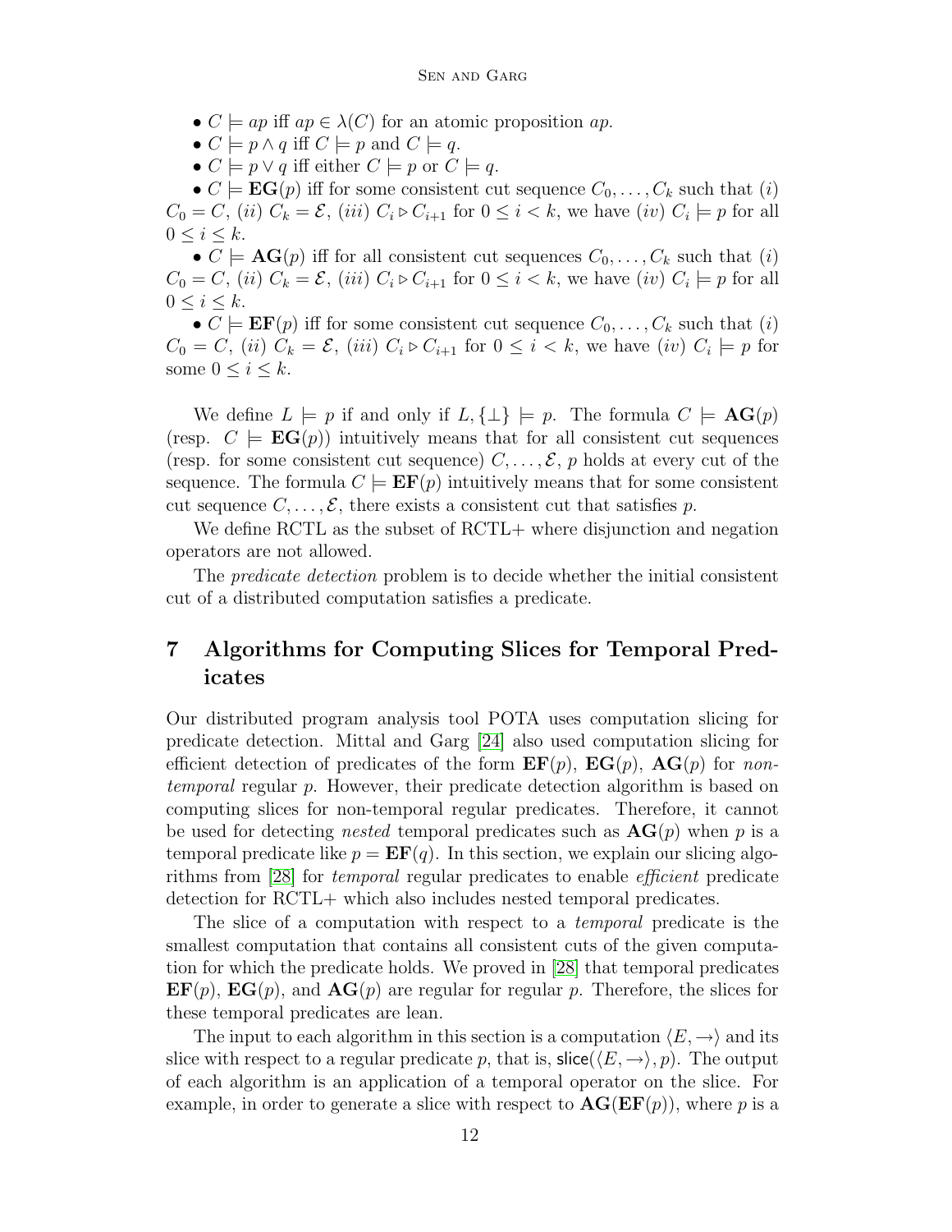- $C \models ap$ iff $ap \in \lambda(C)$ for an atomic proposition $ap$.
- $C \models p \wedge q$ iff $C \models p$ and $C \models q$.
- $C \models p \vee q$ iff either $C \models p$ or $C \models q$.
- $C \models \mathbf{EG}(p)$ iff for some consistent cut sequence $C_0, \ldots, C_k$ such that $(i)$ $C_0 = C$, $(ii)$ $C_k = \mathcal{E}$, $(iii)$ $C_i \triangleright C_{i+1}$ for $0 \leq i < k$, we have $(iv)$ $C_i \models p$ for all $0 \leq i \leq k$.
- $C \models \mathbf{AG}(p)$ iff for all consistent cut sequences $C_0, \ldots, C_k$ such that $(i)$ $C_0 = C$, $(ii)$ $C_k = \mathcal{E}$, $(iii)$ $C_i \triangleright C_{i+1}$ for $0 \leq i < k$, we have $(iv)$ $C_i \models p$ for all $0 \leq i \leq k$.
- $C \models \mathbf{EF}(p)$ iff for some consistent cut sequence $C_0, \ldots, C_k$ such that $(i)$ $C_0 = C$, $(ii)$ $C_k = \mathcal{E}$, $(iii)$ $C_i \triangleright C_{i+1}$ for $0 \leq i < k$, we have $(iv)$ $C_i \models p$ for some $0 \leq i \leq k$.

We define $L \models p$ if and only if $L, \{\bot\} \models p$. The formula $C \models \mathbf{AG}(p)$ (resp. $C \models \mathbf{EG}(p)$) intuitively means that for all consistent cut sequences (resp. for some consistent cut sequence) $C, \ldots, \mathcal{E}$, $p$ holds at every cut of the sequence. The formula $C \models \mathbf{EF}(p)$ intuitively means that for some consistent cut sequence $C, \ldots, \mathcal{E}$, there exists a consistent cut that satisfies $p$.

We define RCTL as the subset of RCTL+ where disjunction and negation operators are not allowed.

The *predicate detection* problem is to decide whether the initial consistent cut of a distributed computation satisfies a predicate.

# 7 Algorithms for Computing Slices for Temporal Predicates

Our distributed program analysis tool POTA uses computation slicing for predicate detection. Mittal and Garg [24] also used computation slicing for efficient detection of predicates of the form $\mathbf{EF}(p)$, $\mathbf{EG}(p)$, $\mathbf{AG}(p)$ for *non-temporal* regular $p$. However, their predicate detection algorithm is based on computing slices for non-temporal regular predicates. Therefore, it cannot be used for detecting *nested* temporal predicates such as $\mathbf{AG}(p)$ when $p$ is a temporal predicate like $p = \mathbf{EF}(q)$. In this section, we explain our slicing algorithms from [28] for *temporal* regular predicates to enable *efficient* predicate detection for RCTL+ which also includes nested temporal predicates.

The slice of a computation with respect to a *temporal* predicate is the smallest computation that contains all consistent cuts of the given computation for which the predicate holds. We proved in [28] that temporal predicates $\mathbf{EF}(p)$, $\mathbf{EG}(p)$, and $\mathbf{AG}(p)$ are regular for regular $p$. Therefore, the slices for these temporal predicates are lean.

The input to each algorithm in this section is a computation $\langle E, \rightarrow \rangle$ and its slice with respect to a regular predicate $p$, that is, $\mathsf{slice}(\langle E, \rightarrow \rangle, p)$. The output of each algorithm is an application of a temporal operator on the slice. For example, in order to generate a slice with respect to $\mathbf{AG}(\mathbf{EF}(p))$, where $p$ is a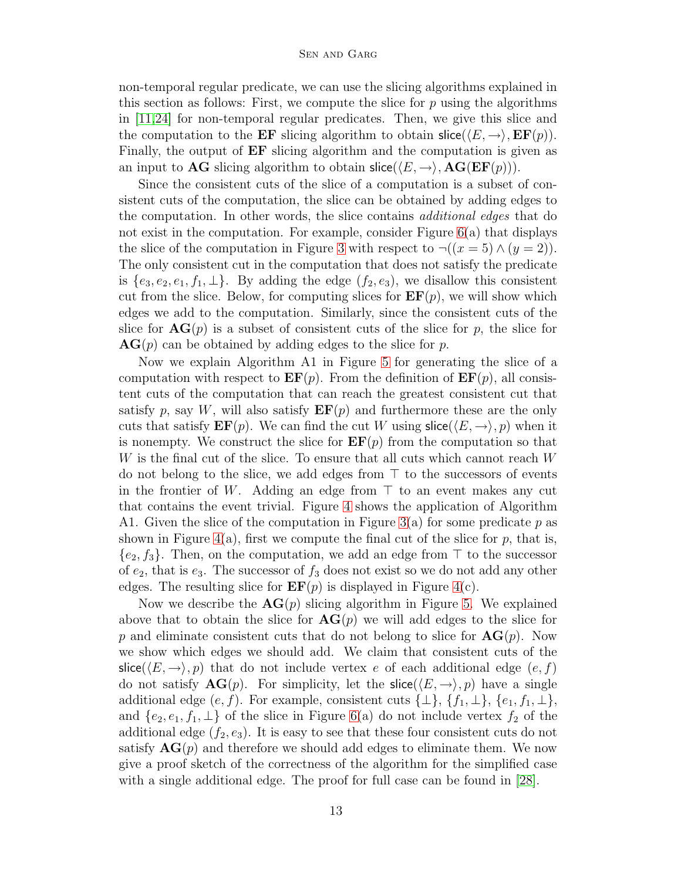non-temporal regular predicate, we can use the slicing algorithms explained in this section as follows: First, we compute the slice for $p$ using the algorithms in [11,24] for non-temporal regular predicates. Then, we give this slice and the computation to the **EF** slicing algorithm to obtain $\mathsf{slice}(\langle E, \rightarrow \rangle, \mathbf{EF}(p))$. Finally, the output of **EF** slicing algorithm and the computation is given as an input to **AG** slicing algorithm to obtain $\mathsf{slice}(\langle E, \rightarrow \rangle, \mathbf{AG}(\mathbf{EF}(p)))$.

Since the consistent cuts of the slice of a computation is a subset of consistent cuts of the computation, the slice can be obtained by adding edges to the computation. In other words, the slice contains *additional edges* that do not exist in the computation. For example, consider Figure 6(a) that displays the slice of the computation in Figure 3 with respect to $\neg((x = 5) \wedge (y = 2))$. The only consistent cut in the computation that does not satisfy the predicate is $\{e_3, e_2, e_1, f_1, \bot\}$. By adding the edge $(f_2, e_3)$, we disallow this consistent cut from the slice. Below, for computing slices for $\mathbf{EF}(p)$, we will show which edges we add to the computation. Similarly, since the consistent cuts of the slice for $\mathbf{AG}(p)$ is a subset of consistent cuts of the slice for $p$, the slice for $\mathbf{AG}(p)$ can be obtained by adding edges to the slice for $p$.

Now we explain Algorithm A1 in Figure 5 for generating the slice of a computation with respect to $\mathbf{EF}(p)$. From the definition of $\mathbf{EF}(p)$, all consistent cuts of the computation that can reach the greatest consistent cut that satisfy $p$, say $W$, will also satisfy $\mathbf{EF}(p)$ and furthermore these are the only cuts that satisfy $\mathbf{EF}(p)$. We can find the cut $W$ using $\mathsf{slice}(\langle E, \rightarrow \rangle, p)$ when it is nonempty. We construct the slice for $\mathbf{EF}(p)$ from the computation so that $W$ is the final cut of the slice. To ensure that all cuts which cannot reach $W$ do not belong to the slice, we add edges from $\top$ to the successors of events in the frontier of $W$. Adding an edge from $\top$ to an event makes any cut that contains the event trivial. Figure 4 shows the application of Algorithm A1. Given the slice of the computation in Figure 3(a) for some predicate $p$ as shown in Figure 4(a), first we compute the final cut of the slice for $p$, that is, $\{e_2, f_3\}$. Then, on the computation, we add an edge from $\top$ to the successor of $e_2$, that is $e_3$. The successor of $f_3$ does not exist so we do not add any other edges. The resulting slice for $\mathbf{EF}(p)$ is displayed in Figure 4(c).

Now we describe the $\mathbf{AG}(p)$ slicing algorithm in Figure 5. We explained above that to obtain the slice for $\mathbf{AG}(p)$ we will add edges to the slice for $p$ and eliminate consistent cuts that do not belong to slice for $\mathbf{AG}(p)$. Now we show which edges we should add. We claim that consistent cuts of the $\mathsf{slice}(\langle E, \rightarrow \rangle, p)$ that do not include vertex $e$ of each additional edge $(e, f)$ do not satisfy $\mathbf{AG}(p)$. For simplicity, let the $\mathsf{slice}(\langle E, \rightarrow \rangle, p)$ have a single additional edge $(e, f)$. For example, consistent cuts $\{\bot\}$, $\{f_1, \bot\}$, $\{e_1, f_1, \bot\}$, and $\{e_2, e_1, f_1, \bot\}$ of the slice in Figure 6(a) do not include vertex $f_2$ of the additional edge $(f_2, e_3)$. It is easy to see that these four consistent cuts do not satisfy $\mathbf{AG}(p)$ and therefore we should add edges to eliminate them. We now give a proof sketch of the correctness of the algorithm for the simplified case with a single additional edge. The proof for full case can be found in [28].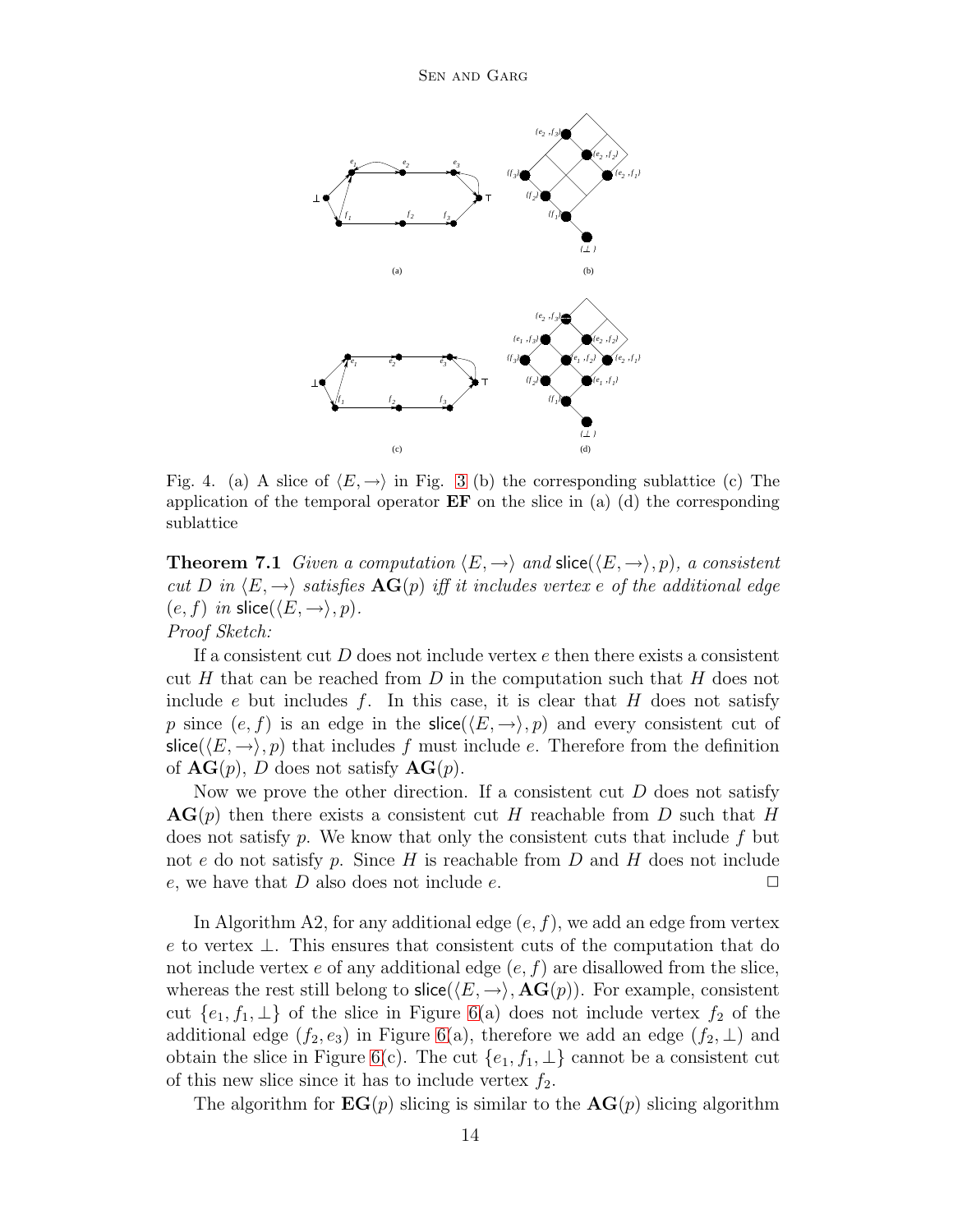Fig. 4. (a) A slice of $\langle E, \rightarrow \rangle$ in Fig. 3 (b) the corresponding sublattice (c) The application of the temporal operator **EF** on the slice in (a) (d) the corresponding sublattice

**Theorem 7.1** *Given a computation $\langle E, \rightarrow \rangle$ and $\mathsf{slice}(\langle E, \rightarrow \rangle, p)$, a consistent cut $D$ in $\langle E, \rightarrow \rangle$ satisfies $\mathbf{AG}(p)$ iff it includes vertex $e$ of the additional edge $(e, f)$ in $\mathsf{slice}(\langle E, \rightarrow \rangle, p)$.*

*Proof Sketch:*

If a consistent cut $D$ does not include vertex $e$ then there exists a consistent cut $H$ that can be reached from $D$ in the computation such that $H$ does not include $e$ but includes $f$. In this case, it is clear that $H$ does not satisfy $p$ since $(e, f)$ is an edge in the $\mathsf{slice}(\langle E, \rightarrow \rangle, p)$ and every consistent cut of $\mathsf{slice}(\langle E, \rightarrow \rangle, p)$ that includes $f$ must include $e$. Therefore from the definition of $\mathbf{AG}(p)$, $D$ does not satisfy $\mathbf{AG}(p)$.

Now we prove the other direction. If a consistent cut $D$ does not satisfy $\mathbf{AG}(p)$ then there exists a consistent cut $H$ reachable from $D$ such that $H$ does not satisfy $p$. We know that only the consistent cuts that include $f$ but not $e$ do not satisfy $p$. Since $H$ is reachable from $D$ and $H$ does not include $e$, we have that $D$ also does not include $e$. $\square$

In Algorithm A2, for any additional edge $(e, f)$, we add an edge from vertex $e$ to vertex $\perp$. This ensures that consistent cuts of the computation that do not include vertex $e$ of any additional edge $(e, f)$ are disallowed from the slice, whereas the rest still belong to $\mathsf{slice}(\langle E, \rightarrow \rangle, \mathbf{AG}(p))$. For example, consistent cut $\{e_1, f_1, \perp\}$ of the slice in Figure 6(a) does not include vertex $f_2$ of the additional edge $(f_2, e_3)$ in Figure 6(a), therefore we add an edge $(f_2, \perp)$ and obtain the slice in Figure 6(c). The cut $\{e_1, f_1, \perp\}$ cannot be a consistent cut of this new slice since it has to include vertex $f_2$.

The algorithm for $\mathbf{EG}(p)$ slicing is similar to the $\mathbf{AG}(p)$ slicing algorithm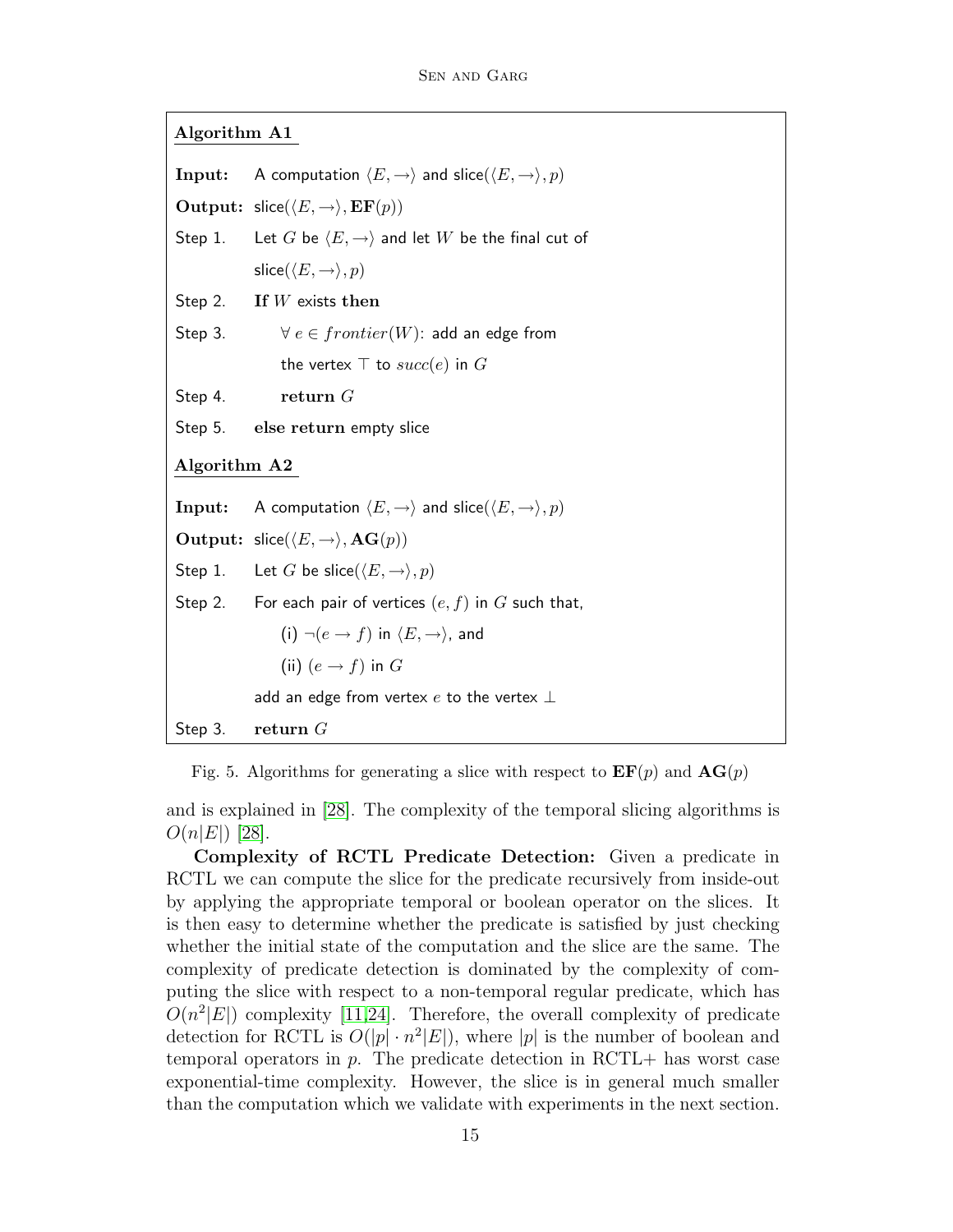**Algorithm A1**

**Input:** A computation $\langle E, \rightarrow \rangle$ and slice$(\langle E, \rightarrow \rangle, p)$

**Output:** slice$(\langle E, \rightarrow \rangle, \mathbf{EF}(p))$

Step 1. Let $G$ be $\langle E, \rightarrow \rangle$ and let $W$ be the final cut of slice$(\langle E, \rightarrow \rangle, p)$

Step 2. **If** $W$ exists **then**

Step 3. $\quad \forall\, e \in frontier(W)$: add an edge from the vertex $\top$ to $succ(e)$ in $G$

Step 4. $\quad$ **return** $G$

Step 5. **else return** empty slice

**Algorithm A2**

**Input:** A computation $\langle E, \rightarrow \rangle$ and slice$(\langle E, \rightarrow \rangle, p)$

**Output:** slice$(\langle E, \rightarrow \rangle, \mathbf{AG}(p))$

Step 1. Let $G$ be slice$(\langle E, \rightarrow \rangle, p)$

Step 2. For each pair of vertices $(e, f)$ in $G$ such that,

(i) $\neg(e \rightarrow f)$ in $\langle E, \rightarrow \rangle$, and

(ii) $(e \rightarrow f)$ in $G$

add an edge from vertex $e$ to the vertex $\bot$

Step 3. **return** $G$

Fig. 5. Algorithms for generating a slice with respect to $\mathbf{EF}(p)$ and $\mathbf{AG}(p)$

and is explained in [28]. The complexity of the temporal slicing algorithms is $O(n|E|)$ [28].

**Complexity of RCTL Predicate Detection:** Given a predicate in RCTL we can compute the slice for the predicate recursively from inside-out by applying the appropriate temporal or boolean operator on the slices. It is then easy to determine whether the predicate is satisfied by just checking whether the initial state of the computation and the slice are the same. The complexity of predicate detection is dominated by the complexity of computing the slice with respect to a non-temporal regular predicate, which has $O(n^2|E|)$ complexity [11,24]. Therefore, the overall complexity of predicate detection for RCTL is $O(|p| \cdot n^2|E|)$, where $|p|$ is the number of boolean and temporal operators in $p$. The predicate detection in RCTL+ has worst case exponential-time complexity. However, the slice is in general much smaller than the computation which we validate with experiments in the next section.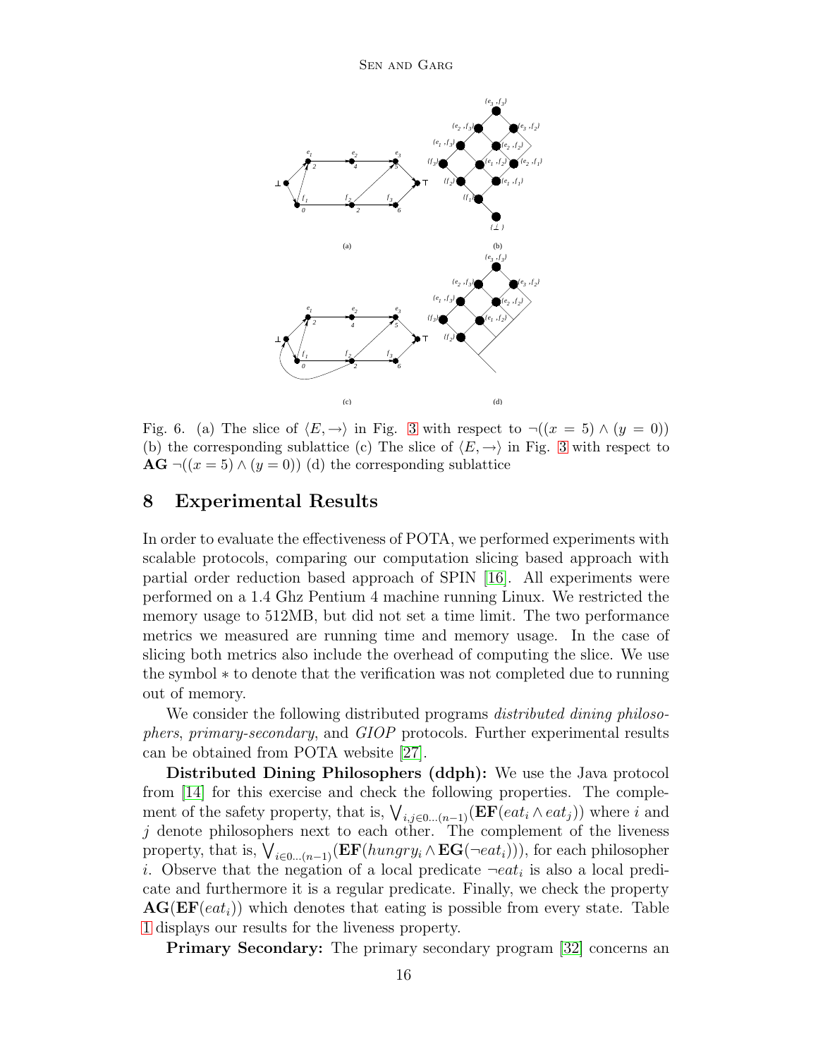Fig. 6. (a) The slice of $\langle E, \rightarrow \rangle$ in Fig. 3 with respect to $\neg((x = 5) \wedge (y = 0))$ (b) the corresponding sublattice (c) The slice of $\langle E, \rightarrow \rangle$ in Fig. 3 with respect to $\mathbf{AG}\ \neg((x = 5) \wedge (y = 0))$ (d) the corresponding sublattice

## 8 Experimental Results

In order to evaluate the effectiveness of POTA, we performed experiments with scalable protocols, comparing our computation slicing based approach with partial order reduction based approach of SPIN [16]. All experiments were performed on a 1.4 Ghz Pentium 4 machine running Linux. We restricted the memory usage to 512MB, but did not set a time limit. The two performance metrics we measured are running time and memory usage. In the case of slicing both metrics also include the overhead of computing the slice. We use the symbol $*$ to denote that the verification was not completed due to running out of memory.

We consider the following distributed programs *distributed dining philosophers*, *primary-secondary*, and *GIOP* protocols. Further experimental results can be obtained from POTA website [27].

**Distributed Dining Philosophers (ddph):** We use the Java protocol from [14] for this exercise and check the following properties. The complement of the safety property, that is, $\bigvee_{i,j \in 0 \ldots (n-1)} (\mathbf{EF}(eat_i \wedge eat_j))$ where $i$ and $j$ denote philosophers next to each other. The complement of the liveness property, that is, $\bigvee_{i \in 0 \ldots (n-1)} (\mathbf{EF}(hungry_i \wedge \mathbf{EG}(\neg eat_i)))$, for each philosopher $i$. Observe that the negation of a local predicate $\neg eat_i$ is also a local predicate and furthermore it is a regular predicate. Finally, we check the property $\mathbf{AG}(\mathbf{EF}(eat_i))$ which denotes that eating is possible from every state. Table 1 displays our results for the liveness property.

**Primary Secondary:** The primary secondary program [32] concerns an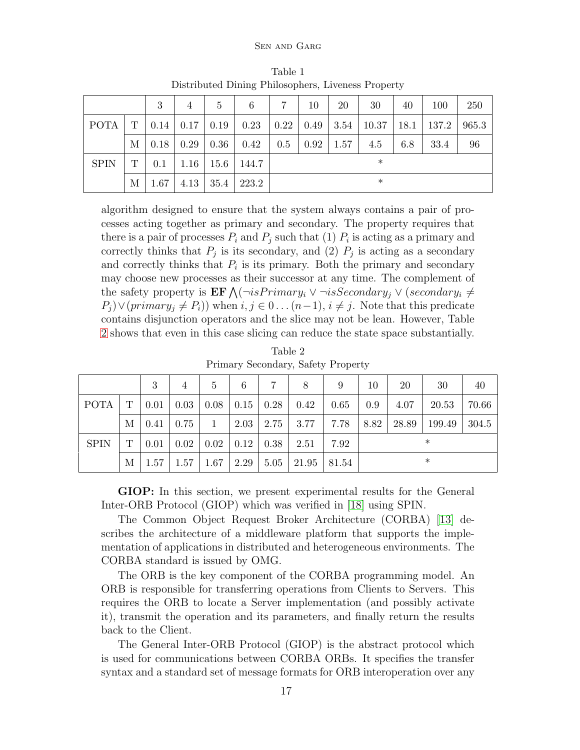Table 1
Distributed Dining Philosophers, Liveness Property

| | | 3 | 4 | 5 | 6 | 7 | 10 | 20 | 30 | 40 | 100 | 250 |
|---|---|---|---|---|---|---|---|---|---|---|---|---|
| POTA | T | 0.14 | 0.17 | 0.19 | 0.23 | 0.22 | 0.49 | 3.54 | 10.37 | 18.1 | 137.2 | 965.3 |
| | M | 0.18 | 0.29 | 0.36 | 0.42 | 0.5 | 0.92 | 1.57 | 4.5 | 6.8 | 33.4 | 96 |
| SPIN | T | 0.1 | 1.16 | 15.6 | 144.7 | * | | | | | | |
| | M | 1.67 | 4.13 | 35.4 | 223.2 | * | | | | | | |

algorithm designed to ensure that the system always contains a pair of processes acting together as primary and secondary. The property requires that there is a pair of processes $P_i$ and $P_j$ such that (1) $P_i$ is acting as a primary and correctly thinks that $P_j$ is its secondary, and (2) $P_j$ is acting as a secondary and correctly thinks that $P_i$ is its primary. Both the primary and secondary may choose new processes as their successor at any time. The complement of the safety property is $\mathbf{EF} \bigwedge(\neg isPrimary_i \vee \neg isSecondary_j \vee (secondary_i \neq P_j) \vee (primary_j \neq P_i))$ when $i, j \in 0 \ldots (n-1)$, $i \neq j$. Note that this predicate contains disjunction operators and the slice may not be lean. However, Table 2 shows that even in this case slicing can reduce the state space substantially.

Table 2
Primary Secondary, Safety Property

| | | 3 | 4 | 5 | 6 | 7 | 8 | 9 | 10 | 20 | 30 | 40 |
|---|---|---|---|---|---|---|---|---|---|---|---|---|
| POTA | T | 0.01 | 0.03 | 0.08 | 0.15 | 0.28 | 0.42 | 0.65 | 0.9 | 4.07 | 20.53 | 70.66 |
| | M | 0.41 | 0.75 | 1 | 2.03 | 2.75 | 3.77 | 7.78 | 8.82 | 28.89 | 199.49 | 304.5 |
| SPIN | T | 0.01 | 0.02 | 0.02 | 0.12 | 0.38 | 2.51 | 7.92 | * | | | |
| | M | 1.57 | 1.57 | 1.67 | 2.29 | 5.05 | 21.95 | 81.54 | * | | | |

**GIOP:** In this section, we present experimental results for the General Inter-ORB Protocol (GIOP) which was verified in [18] using SPIN.

The Common Object Request Broker Architecture (CORBA) [13] describes the architecture of a middleware platform that supports the implementation of applications in distributed and heterogeneous environments. The CORBA standard is issued by OMG.

The ORB is the key component of the CORBA programming model. An ORB is responsible for transferring operations from Clients to Servers. This requires the ORB to locate a Server implementation (and possibly activate it), transmit the operation and its parameters, and finally return the results back to the Client.

The General Inter-ORB Protocol (GIOP) is the abstract protocol which is used for communications between CORBA ORBs. It specifies the transfer syntax and a standard set of message formats for ORB interoperation over any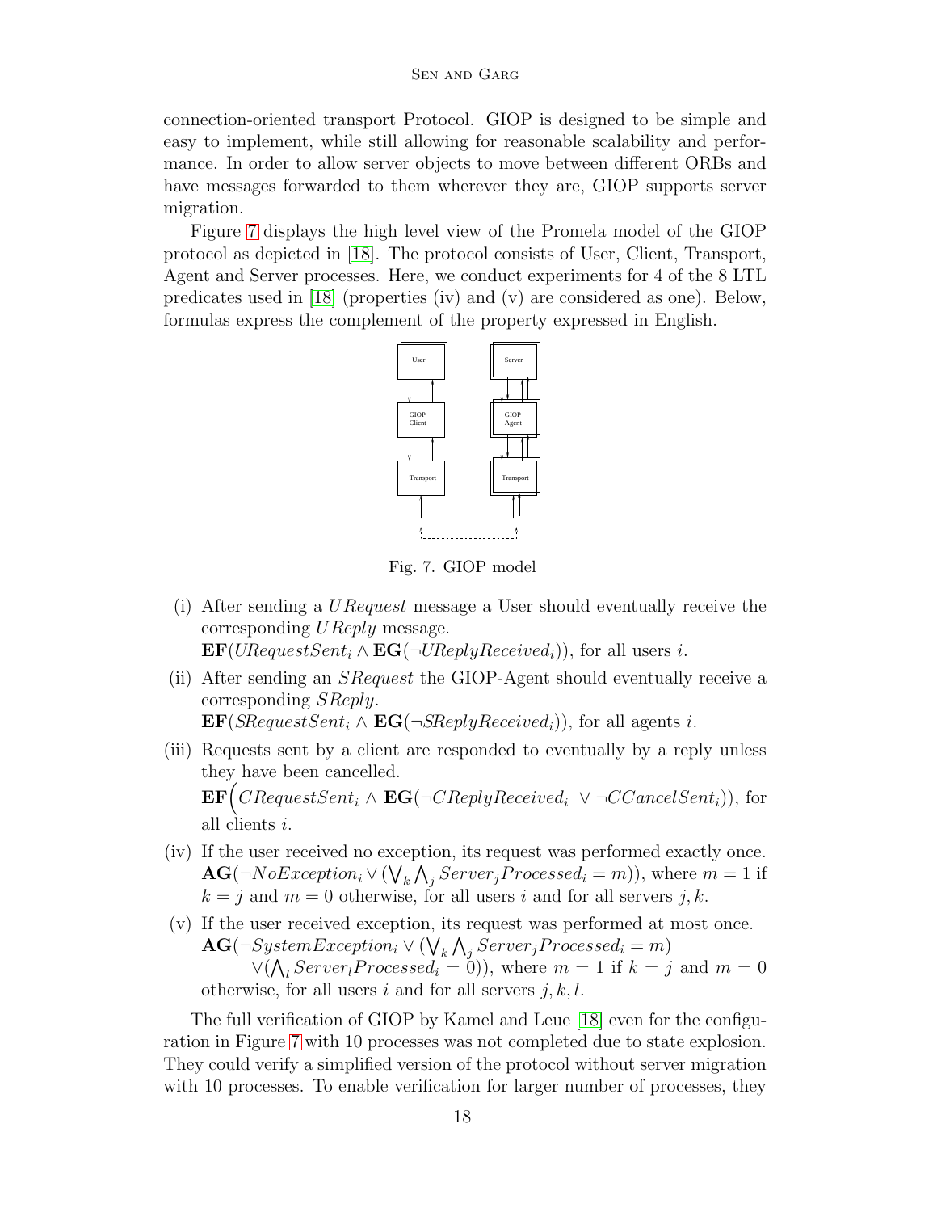connection-oriented transport Protocol. GIOP is designed to be simple and easy to implement, while still allowing for reasonable scalability and performance. In order to allow server objects to move between different ORBs and have messages forwarded to them wherever they are, GIOP supports server migration.

Figure 7 displays the high level view of the Promela model of the GIOP protocol as depicted in [18]. The protocol consists of User, Client, Transport, Agent and Server processes. Here, we conduct experiments for 4 of the 8 LTL predicates used in [18] (properties (iv) and (v) are considered as one). Below, formulas express the complement of the property expressed in English.

Fig. 7. GIOP model

(i) After sending a *URequest* message a User should eventually receive the corresponding *UReply* message.
$\mathbf{EF}(URequestSent_i \wedge \mathbf{EG}(\neg UReplyReceived_i))$, for all users $i$.

(ii) After sending an *SRequest* the GIOP-Agent should eventually receive a corresponding *SReply*.
$\mathbf{EF}(SRequestSent_i \wedge \mathbf{EG}(\neg SReplyReceived_i))$, for all agents $i$.

(iii) Requests sent by a client are responded to eventually by a reply unless they have been cancelled.
$\mathbf{EF}\Big(CRequestSent_i \wedge \mathbf{EG}(\neg CReplyReceived_i \ \vee \neg CCancelSent_i))$, for all clients $i$.

(iv) If the user received no exception, its request was performed exactly once.
$\mathbf{AG}(\neg NoException_i \vee (\bigvee_k \bigwedge_j Server_j Processed_i = m))$, where $m = 1$ if $k = j$ and $m = 0$ otherwise, for all users $i$ and for all servers $j, k$.

(v) If the user received exception, its request was performed at most once.
$\mathbf{AG}(\neg SystemException_i \vee (\bigvee_k \bigwedge_j Server_j Processed_i = m)$
$\quad \vee (\bigwedge_l Server_l Processed_i = 0))$, where $m = 1$ if $k = j$ and $m = 0$ otherwise, for all users $i$ and for all servers $j, k, l$.

The full verification of GIOP by Kamel and Leue [18] even for the configuration in Figure 7 with 10 processes was not completed due to state explosion. They could verify a simplified version of the protocol without server migration with 10 processes. To enable verification for larger number of processes, they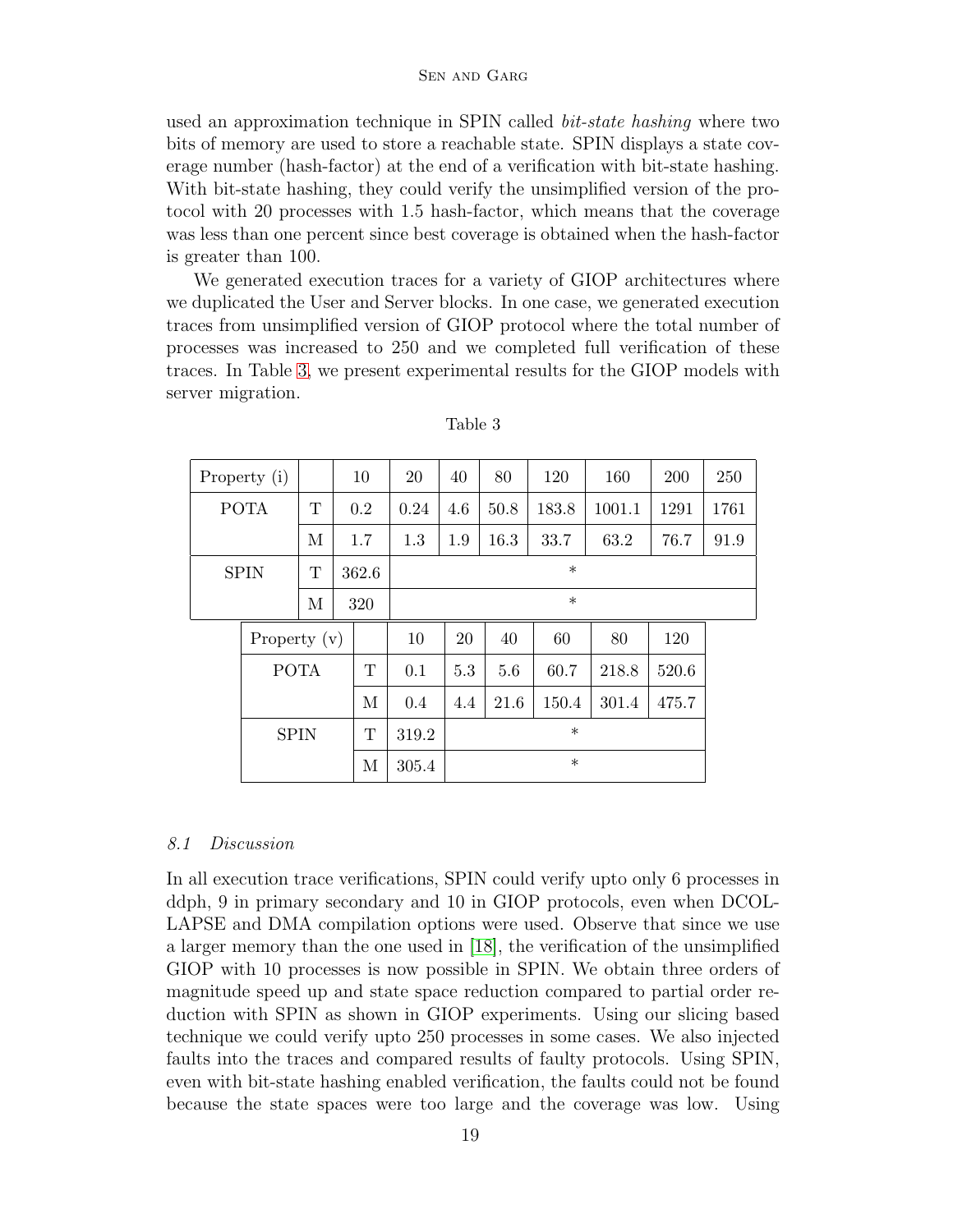used an approximation technique in SPIN called *bit-state hashing* where two bits of memory are used to store a reachable state. SPIN displays a state coverage number (hash-factor) at the end of a verification with bit-state hashing. With bit-state hashing, they could verify the unsimplified version of the protocol with 20 processes with 1.5 hash-factor, which means that the coverage was less than one percent since best coverage is obtained when the hash-factor is greater than 100.

We generated execution traces for a variety of GIOP architectures where we duplicated the User and Server blocks. In one case, we generated execution traces from unsimplified version of GIOP protocol where the total number of processes was increased to 250 and we completed full verification of these traces. In Table 3, we present experimental results for the GIOP models with server migration.

Table 3

| Property (i) | | 10 | 20 | 40 | 80 | 120 | 160 | 200 | 250 |
|---|---|---|---|---|---|---|---|---|---|
| POTA | T | 0.2 | 0.24 | 4.6 | 50.8 | 183.8 | 1001.1 | 1291 | 1761 |
| | M | 1.7 | 1.3 | 1.9 | 16.3 | 33.7 | 63.2 | 76.7 | 91.9 |
| SPIN | T | 362.6 | * | | | | | | |
| | M | 320 | * | | | | | | |

| Property (v) | | 10 | 20 | 40 | 60 | 80 | 120 |
|---|---|---|---|---|---|---|---|
| POTA | T | 0.1 | 5.3 | 5.6 | 60.7 | 218.8 | 520.6 |
| | M | 0.4 | 4.4 | 21.6 | 150.4 | 301.4 | 475.7 |
| SPIN | T | 319.2 | * | | | | |
| | M | 305.4 | * | | | | |

### 8.1 Discussion

In all execution trace verifications, SPIN could verify upto only 6 processes in ddph, 9 in primary secondary and 10 in GIOP protocols, even when DCOLLAPSE and DMA compilation options were used. Observe that since we use a larger memory than the one used in [18], the verification of the unsimplified GIOP with 10 processes is now possible in SPIN. We obtain three orders of magnitude speed up and state space reduction compared to partial order reduction with SPIN as shown in GIOP experiments. Using our slicing based technique we could verify upto 250 processes in some cases. We also injected faults into the traces and compared results of faulty protocols. Using SPIN, even with bit-state hashing enabled verification, the faults could not be found because the state spaces were too large and the coverage was low. Using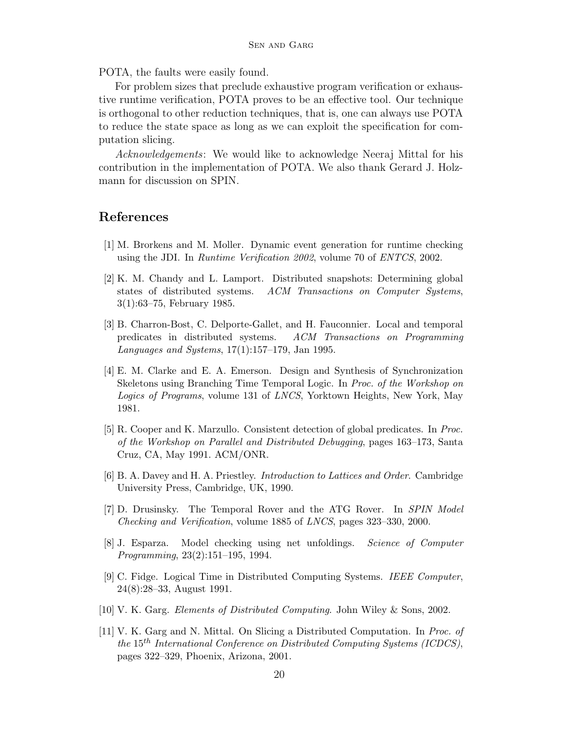POTA, the faults were easily found.

For problem sizes that preclude exhaustive program verification or exhaustive runtime verification, POTA proves to be an effective tool. Our technique is orthogonal to other reduction techniques, that is, one can always use POTA to reduce the state space as long as we can exploit the specification for computation slicing.

*Acknowledgements*: We would like to acknowledge Neeraj Mittal for his contribution in the implementation of POTA. We also thank Gerard J. Holzmann for discussion on SPIN.

## References

[1] M. Brorkens and M. Moller. Dynamic event generation for runtime checking using the JDI. In *Runtime Verification 2002*, volume 70 of *ENTCS*, 2002.

[2] K. M. Chandy and L. Lamport. Distributed snapshots: Determining global states of distributed systems. *ACM Transactions on Computer Systems*, 3(1):63–75, February 1985.

[3] B. Charron-Bost, C. Delporte-Gallet, and H. Fauconnier. Local and temporal predicates in distributed systems. *ACM Transactions on Programming Languages and Systems*, 17(1):157–179, Jan 1995.

[4] E. M. Clarke and E. A. Emerson. Design and Synthesis of Synchronization Skeletons using Branching Time Temporal Logic. In *Proc. of the Workshop on Logics of Programs*, volume 131 of *LNCS*, Yorktown Heights, New York, May 1981.

[5] R. Cooper and K. Marzullo. Consistent detection of global predicates. In *Proc. of the Workshop on Parallel and Distributed Debugging*, pages 163–173, Santa Cruz, CA, May 1991. ACM/ONR.

[6] B. A. Davey and H. A. Priestley. *Introduction to Lattices and Order*. Cambridge University Press, Cambridge, UK, 1990.

[7] D. Drusinsky. The Temporal Rover and the ATG Rover. In *SPIN Model Checking and Verification*, volume 1885 of *LNCS*, pages 323–330, 2000.

[8] J. Esparza. Model checking using net unfoldings. *Science of Computer Programming*, 23(2):151–195, 1994.

[9] C. Fidge. Logical Time in Distributed Computing Systems. *IEEE Computer*, 24(8):28–33, August 1991.

[10] V. K. Garg. *Elements of Distributed Computing*. John Wiley & Sons, 2002.

[11] V. K. Garg and N. Mittal. On Slicing a Distributed Computation. In *Proc. of the* $15^{th}$ *International Conference on Distributed Computing Systems (ICDCS)*, pages 322–329, Phoenix, Arizona, 2001.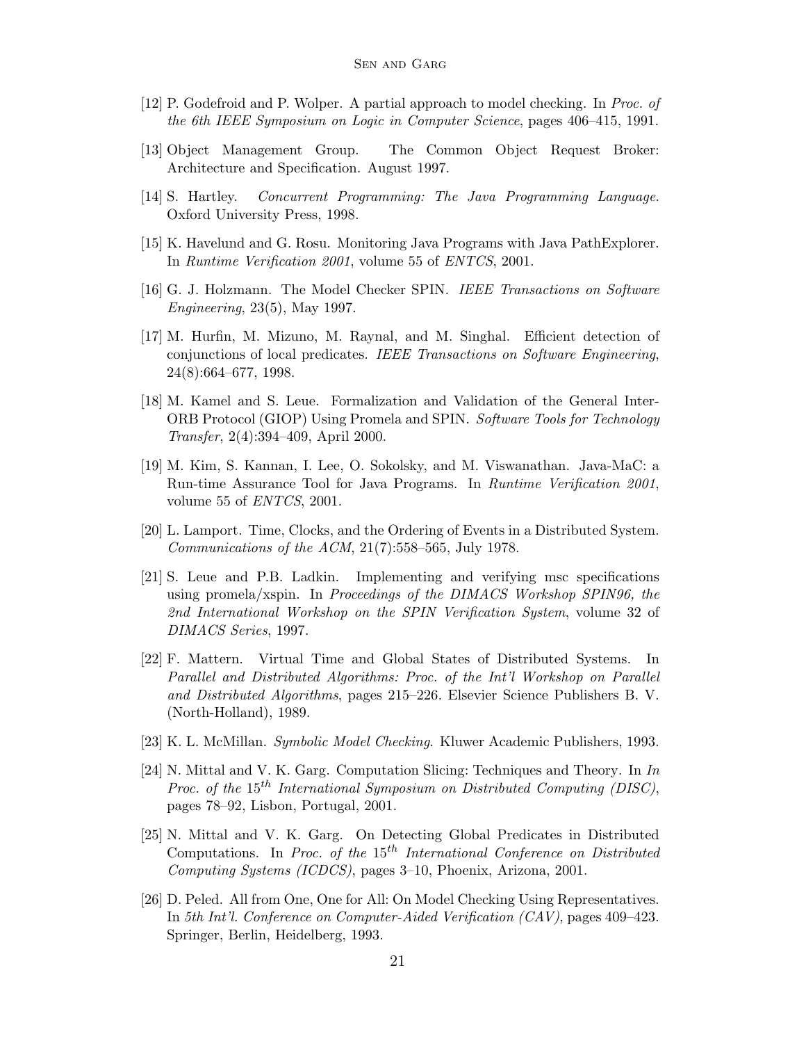[12] P. Godefroid and P. Wolper. A partial approach to model checking. In *Proc. of the 6th IEEE Symposium on Logic in Computer Science*, pages 406–415, 1991.

[13] Object Management Group. The Common Object Request Broker: Architecture and Specification. August 1997.

[14] S. Hartley. *Concurrent Programming: The Java Programming Language*. Oxford University Press, 1998.

[15] K. Havelund and G. Rosu. Monitoring Java Programs with Java PathExplorer. In *Runtime Verification 2001*, volume 55 of *ENTCS*, 2001.

[16] G. J. Holzmann. The Model Checker SPIN. *IEEE Transactions on Software Engineering*, 23(5), May 1997.

[17] M. Hurfin, M. Mizuno, M. Raynal, and M. Singhal. Efficient detection of conjunctions of local predicates. *IEEE Transactions on Software Engineering*, 24(8):664–677, 1998.

[18] M. Kamel and S. Leue. Formalization and Validation of the General Inter-ORB Protocol (GIOP) Using Promela and SPIN. *Software Tools for Technology Transfer*, 2(4):394–409, April 2000.

[19] M. Kim, S. Kannan, I. Lee, O. Sokolsky, and M. Viswanathan. Java-MaC: a Run-time Assurance Tool for Java Programs. In *Runtime Verification 2001*, volume 55 of *ENTCS*, 2001.

[20] L. Lamport. Time, Clocks, and the Ordering of Events in a Distributed System. *Communications of the ACM*, 21(7):558–565, July 1978.

[21] S. Leue and P.B. Ladkin. Implementing and verifying msc specifications using promela/xspin. In *Proceedings of the DIMACS Workshop SPIN96, the 2nd International Workshop on the SPIN Verification System*, volume 32 of *DIMACS Series*, 1997.

[22] F. Mattern. Virtual Time and Global States of Distributed Systems. In *Parallel and Distributed Algorithms: Proc. of the Int'l Workshop on Parallel and Distributed Algorithms*, pages 215–226. Elsevier Science Publishers B. V. (North-Holland), 1989.

[23] K. L. McMillan. *Symbolic Model Checking*. Kluwer Academic Publishers, 1993.

[24] N. Mittal and V. K. Garg. Computation Slicing: Techniques and Theory. In *In Proc. of the $15^{th}$ International Symposium on Distributed Computing (DISC)*, pages 78–92, Lisbon, Portugal, 2001.

[25] N. Mittal and V. K. Garg. On Detecting Global Predicates in Distributed Computations. In *Proc. of the $15^{th}$ International Conference on Distributed Computing Systems (ICDCS)*, pages 3–10, Phoenix, Arizona, 2001.

[26] D. Peled. All from One, One for All: On Model Checking Using Representatives. In *5th Int'l. Conference on Computer-Aided Verification (CAV)*, pages 409–423. Springer, Berlin, Heidelberg, 1993.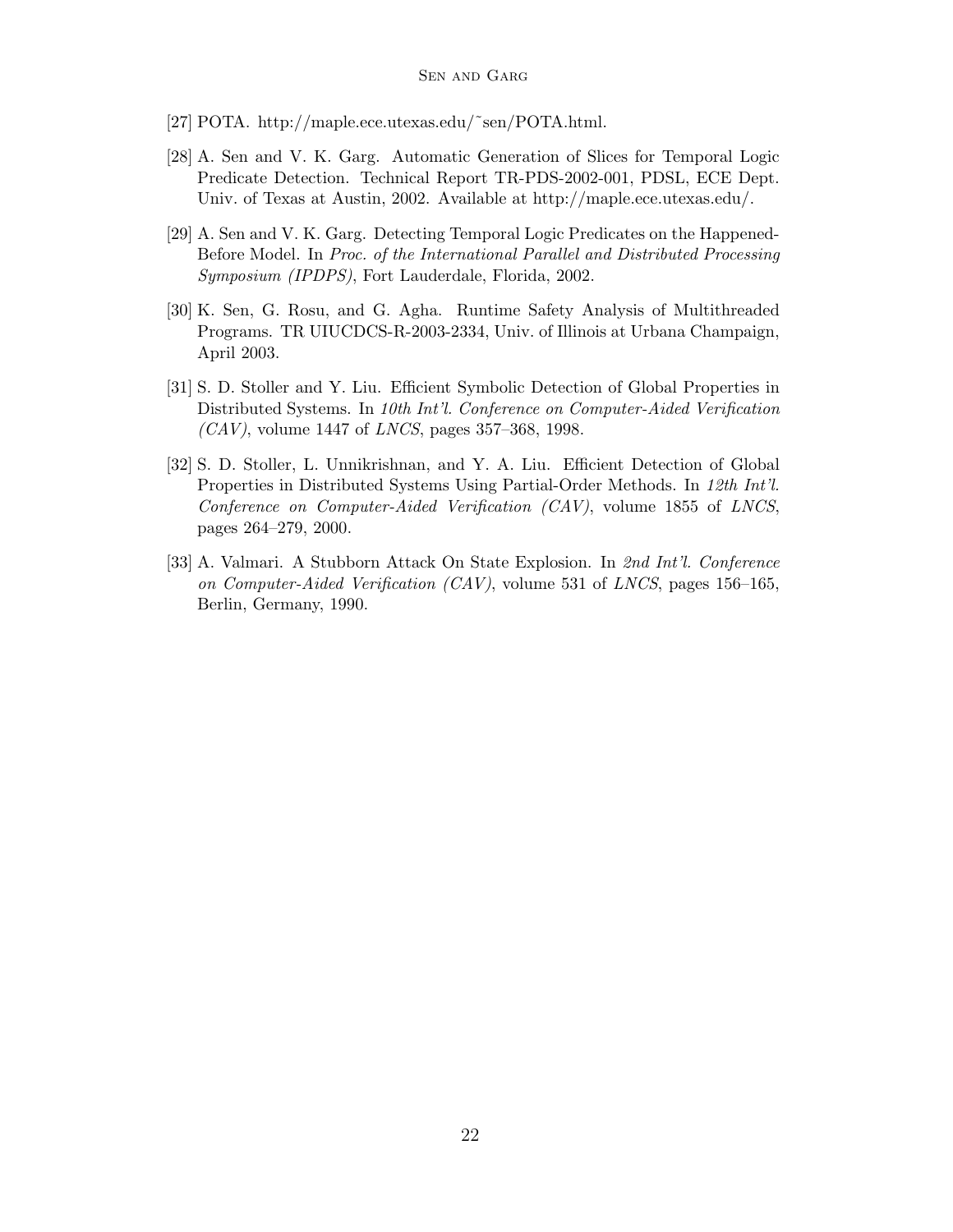[27] POTA. http://maple.ece.utexas.edu/˜sen/POTA.html.

[28] A. Sen and V. K. Garg. Automatic Generation of Slices for Temporal Logic Predicate Detection. Technical Report TR-PDS-2002-001, PDSL, ECE Dept. Univ. of Texas at Austin, 2002. Available at http://maple.ece.utexas.edu/.

[29] A. Sen and V. K. Garg. Detecting Temporal Logic Predicates on the Happened-Before Model. In *Proc. of the International Parallel and Distributed Processing Symposium (IPDPS)*, Fort Lauderdale, Florida, 2002.

[30] K. Sen, G. Rosu, and G. Agha. Runtime Safety Analysis of Multithreaded Programs. TR UIUCDCS-R-2003-2334, Univ. of Illinois at Urbana Champaign, April 2003.

[31] S. D. Stoller and Y. Liu. Efficient Symbolic Detection of Global Properties in Distributed Systems. In *10th Int'l. Conference on Computer-Aided Verification (CAV)*, volume 1447 of *LNCS*, pages 357–368, 1998.

[32] S. D. Stoller, L. Unnikrishnan, and Y. A. Liu. Efficient Detection of Global Properties in Distributed Systems Using Partial-Order Methods. In *12th Int'l. Conference on Computer-Aided Verification (CAV)*, volume 1855 of *LNCS*, pages 264–279, 2000.

[33] A. Valmari. A Stubborn Attack On State Explosion. In *2nd Int'l. Conference on Computer-Aided Verification (CAV)*, volume 531 of *LNCS*, pages 156–165, Berlin, Germany, 1990.